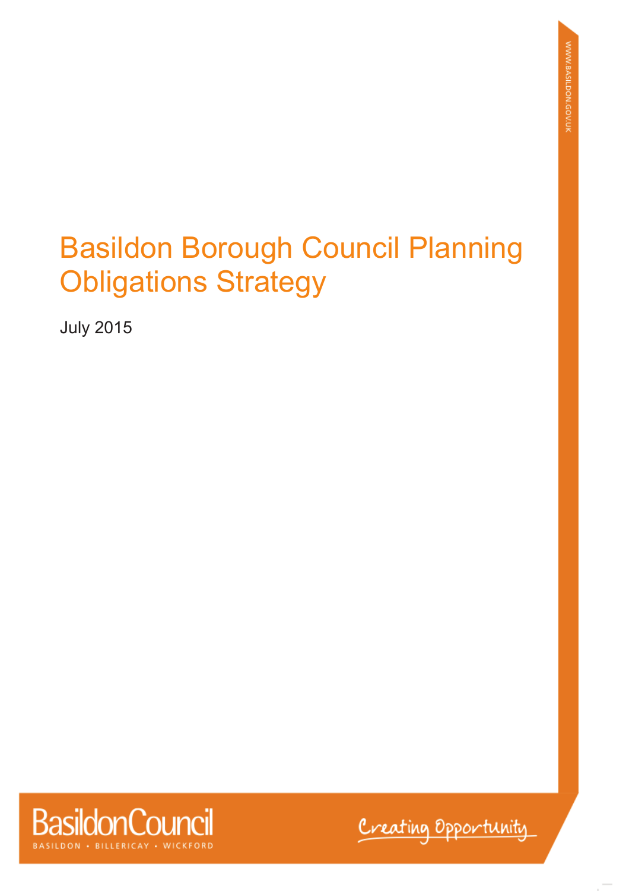# Basildon Borough Council Planning Obligations Strategy

July 2015

BasildonCouncil

BASILDON • BILLERICAY • WICKFORD

Creating Opportunity

WWW.BASILDON.GOV.UK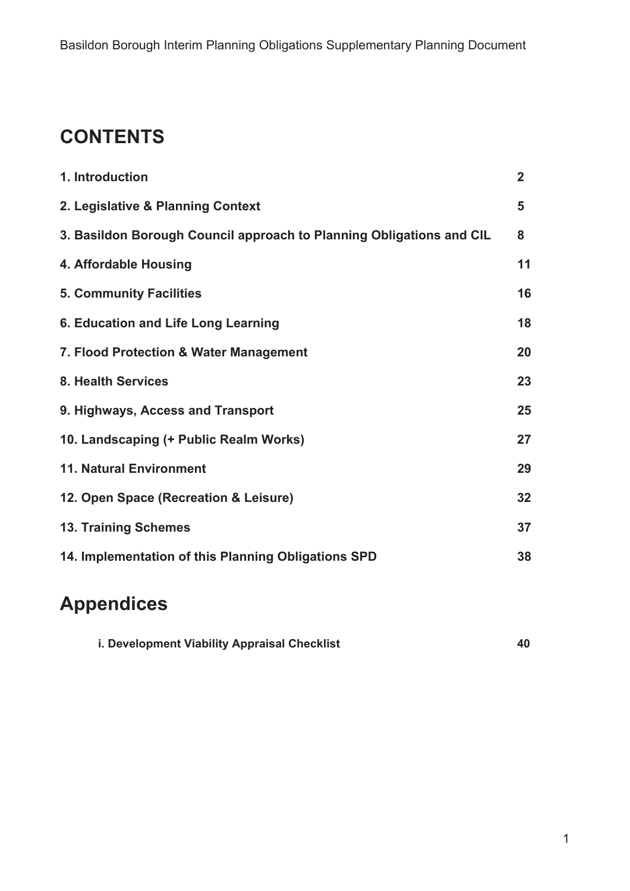# CONTENTS

| | |
|---|---|
| **1. Introduction** | **2** |
| **2. Legislative & Planning Context** | **5** |
| **3. Basildon Borough Council approach to Planning Obligations and CIL** | **8** |
| **4. Affordable Housing** | **11** |
| **5. Community Facilities** | **16** |
| **6. Education and Life Long Learning** | **18** |
| **7. Flood Protection & Water Management** | **20** |
| **8. Health Services** | **23** |
| **9. Highways, Access and Transport** | **25** |
| **10. Landscaping (+ Public Realm Works)** | **27** |
| **11. Natural Environment** | **29** |
| **12. Open Space (Recreation & Leisure)** | **32** |
| **13. Training Schemes** | **37** |
| **14. Implementation of this Planning Obligations SPD** | **38** |

# Appendices

| | |
|---|---|
| **i. Development Viability Appraisal Checklist** | **40** |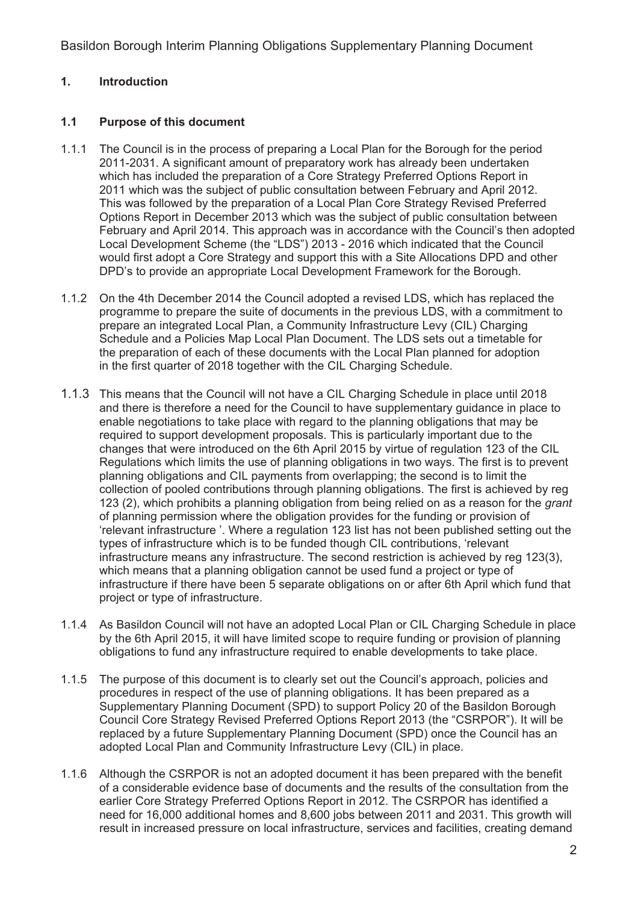## 1. Introduction

### 1.1 Purpose of this document

1.1.1 The Council is in the process of preparing a Local Plan for the Borough for the period 2011-2031. A significant amount of preparatory work has already been undertaken which has included the preparation of a Core Strategy Preferred Options Report in 2011 which was the subject of public consultation between February and April 2012. This was followed by the preparation of a Local Plan Core Strategy Revised Preferred Options Report in December 2013 which was the subject of public consultation between February and April 2014. This approach was in accordance with the Council's then adopted Local Development Scheme (the "LDS") 2013 - 2016 which indicated that the Council would first adopt a Core Strategy and support this with a Site Allocations DPD and other DPD's to provide an appropriate Local Development Framework for the Borough.

1.1.2 On the 4th December 2014 the Council adopted a revised LDS, which has replaced the programme to prepare the suite of documents in the previous LDS, with a commitment to prepare an integrated Local Plan, a Community Infrastructure Levy (CIL) Charging Schedule and a Policies Map Local Plan Document. The LDS sets out a timetable for the preparation of each of these documents with the Local Plan planned for adoption in the first quarter of 2018 together with the CIL Charging Schedule.

1.1.3 This means that the Council will not have a CIL Charging Schedule in place until 2018 and there is therefore a need for the Council to have supplementary guidance in place to enable negotiations to take place with regard to the planning obligations that may be required to support development proposals. This is particularly important due to the changes that were introduced on the 6th April 2015 by virtue of regulation 123 of the CIL Regulations which limits the use of planning obligations in two ways. The first is to prevent planning obligations and CIL payments from overlapping; the second is to limit the collection of pooled contributions through planning obligations. The first is achieved by reg 123 (2), which prohibits a planning obligation from being relied on as a reason for the *grant* of planning permission where the obligation provides for the funding or provision of 'relevant infrastructure '. Where a regulation 123 list has not been published setting out the types of infrastructure which is to be funded though CIL contributions, 'relevant infrastructure means any infrastructure. The second restriction is achieved by reg 123(3), which means that a planning obligation cannot be used fund a project or type of infrastructure if there have been 5 separate obligations on or after 6th April which fund that project or type of infrastructure.

1.1.4 As Basildon Council will not have an adopted Local Plan or CIL Charging Schedule in place by the 6th April 2015, it will have limited scope to require funding or provision of planning obligations to fund any infrastructure required to enable developments to take place.

1.1.5 The purpose of this document is to clearly set out the Council's approach, policies and procedures in respect of the use of planning obligations. It has been prepared as a Supplementary Planning Document (SPD) to support Policy 20 of the Basildon Borough Council Core Strategy Revised Preferred Options Report 2013 (the "CSRPOR"). It will be replaced by a future Supplementary Planning Document (SPD) once the Council has an adopted Local Plan and Community Infrastructure Levy (CIL) in place.

1.1.6 Although the CSRPOR is not an adopted document it has been prepared with the benefit of a considerable evidence base of documents and the results of the consultation from the earlier Core Strategy Preferred Options Report in 2012. The CSRPOR has identified a need for 16,000 additional homes and 8,600 jobs between 2011 and 2031. This growth will result in increased pressure on local infrastructure, services and facilities, creating demand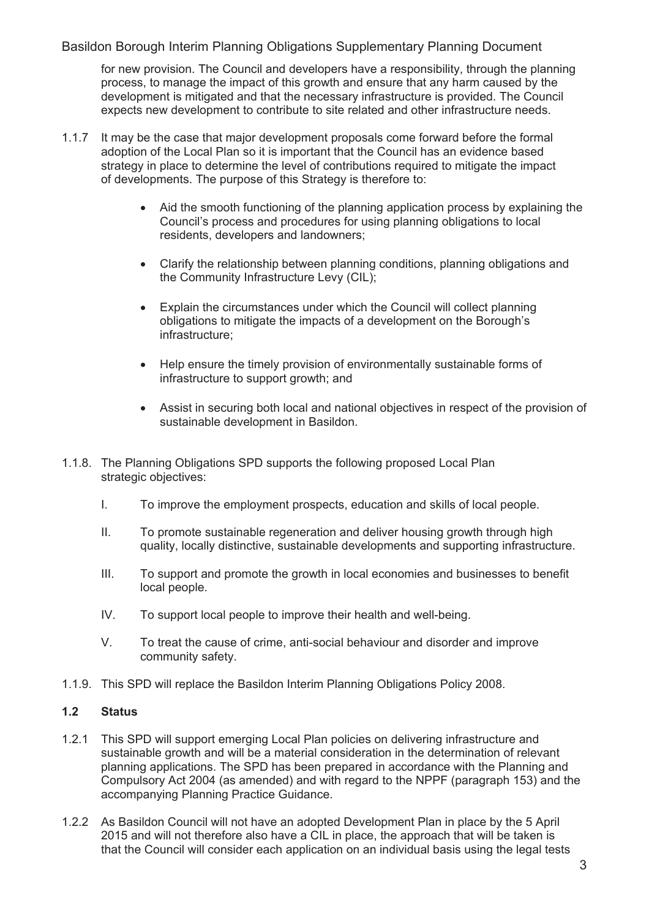for new provision. The Council and developers have a responsibility, through the planning process, to manage the impact of this growth and ensure that any harm caused by the development is mitigated and that the necessary infrastructure is provided. The Council expects new development to contribute to site related and other infrastructure needs.

1.1.7 It may be the case that major development proposals come forward before the formal adoption of the Local Plan so it is important that the Council has an evidence based strategy in place to determine the level of contributions required to mitigate the impact of developments. The purpose of this Strategy is therefore to:

- Aid the smooth functioning of the planning application process by explaining the Council's process and procedures for using planning obligations to local residents, developers and landowners;

- Clarify the relationship between planning conditions, planning obligations and the Community Infrastructure Levy (CIL);

- Explain the circumstances under which the Council will collect planning obligations to mitigate the impacts of a development on the Borough's infrastructure;

- Help ensure the timely provision of environmentally sustainable forms of infrastructure to support growth; and

- Assist in securing both local and national objectives in respect of the provision of sustainable development in Basildon.

1.1.8. The Planning Obligations SPD supports the following proposed Local Plan strategic objectives:

I. To improve the employment prospects, education and skills of local people.

II. To promote sustainable regeneration and deliver housing growth through high quality, locally distinctive, sustainable developments and supporting infrastructure.

III. To support and promote the growth in local economies and businesses to benefit local people.

IV. To support local people to improve their health and well-being.

V. To treat the cause of crime, anti-social behaviour and disorder and improve community safety.

1.1.9. This SPD will replace the Basildon Interim Planning Obligations Policy 2008.

### 1.2 Status

1.2.1 This SPD will support emerging Local Plan policies on delivering infrastructure and sustainable growth and will be a material consideration in the determination of relevant planning applications. The SPD has been prepared in accordance with the Planning and Compulsory Act 2004 (as amended) and with regard to the NPPF (paragraph 153) and the accompanying Planning Practice Guidance.

1.2.2 As Basildon Council will not have an adopted Development Plan in place by the 5 April 2015 and will not therefore also have a CIL in place, the approach that will be taken is that the Council will consider each application on an individual basis using the legal tests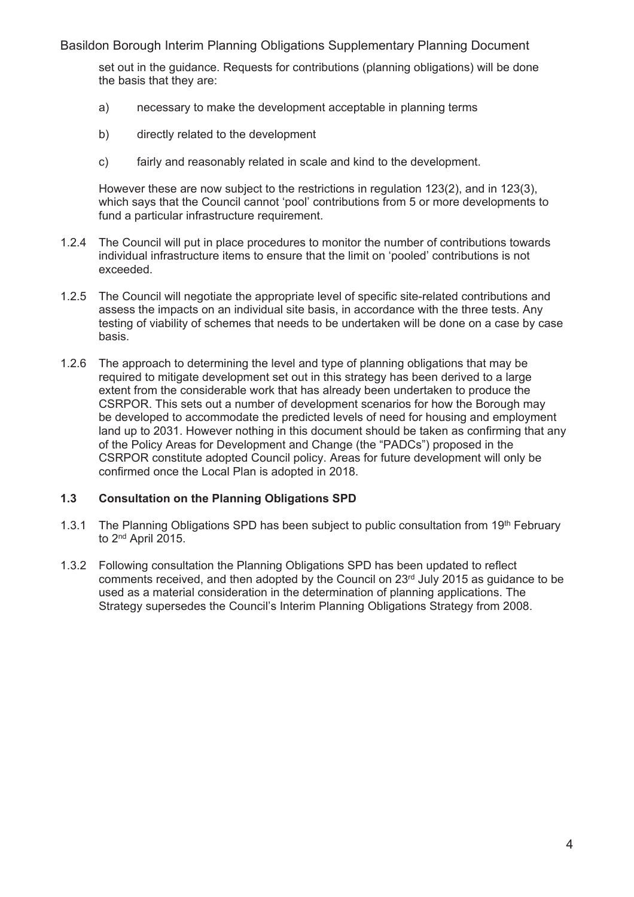set out in the guidance. Requests for contributions (planning obligations) will be done the basis that they are:

a) necessary to make the development acceptable in planning terms

b) directly related to the development

c) fairly and reasonably related in scale and kind to the development.

However these are now subject to the restrictions in regulation 123(2), and in 123(3), which says that the Council cannot 'pool' contributions from 5 or more developments to fund a particular infrastructure requirement.

1.2.4 The Council will put in place procedures to monitor the number of contributions towards individual infrastructure items to ensure that the limit on 'pooled' contributions is not exceeded.

1.2.5 The Council will negotiate the appropriate level of specific site-related contributions and assess the impacts on an individual site basis, in accordance with the three tests. Any testing of viability of schemes that needs to be undertaken will be done on a case by case basis.

1.2.6 The approach to determining the level and type of planning obligations that may be required to mitigate development set out in this strategy has been derived to a large extent from the considerable work that has already been undertaken to produce the CSRPOR. This sets out a number of development scenarios for how the Borough may be developed to accommodate the predicted levels of need for housing and employment land up to 2031. However nothing in this document should be taken as confirming that any of the Policy Areas for Development and Change (the "PADCs") proposed in the CSRPOR constitute adopted Council policy. Areas for future development will only be confirmed once the Local Plan is adopted in 2018.

### 1.3 Consultation on the Planning Obligations SPD

1.3.1 The Planning Obligations SPD has been subject to public consultation from 19th February to 2nd April 2015.

1.3.2 Following consultation the Planning Obligations SPD has been updated to reflect comments received, and then adopted by the Council on 23rd July 2015 as guidance to be used as a material consideration in the determination of planning applications. The Strategy supersedes the Council's Interim Planning Obligations Strategy from 2008.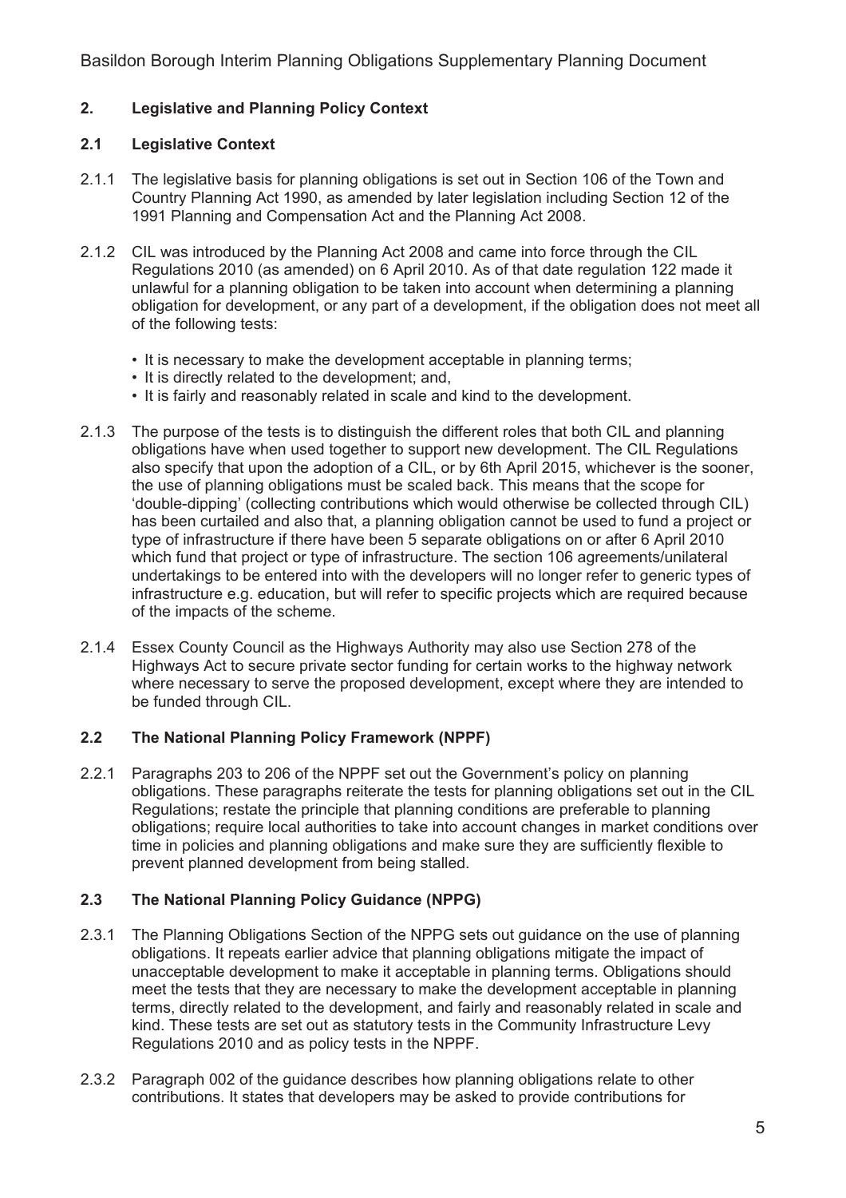## 2. Legislative and Planning Policy Context

### 2.1 Legislative Context

2.1.1 The legislative basis for planning obligations is set out in Section 106 of the Town and Country Planning Act 1990, as amended by later legislation including Section 12 of the 1991 Planning and Compensation Act and the Planning Act 2008.

2.1.2 CIL was introduced by the Planning Act 2008 and came into force through the CIL Regulations 2010 (as amended) on 6 April 2010. As of that date regulation 122 made it unlawful for a planning obligation to be taken into account when determining a planning obligation for development, or any part of a development, if the obligation does not meet all of the following tests:

- It is necessary to make the development acceptable in planning terms;
- It is directly related to the development; and,
- It is fairly and reasonably related in scale and kind to the development.

2.1.3 The purpose of the tests is to distinguish the different roles that both CIL and planning obligations have when used together to support new development. The CIL Regulations also specify that upon the adoption of a CIL, or by 6th April 2015, whichever is the sooner, the use of planning obligations must be scaled back. This means that the scope for 'double-dipping' (collecting contributions which would otherwise be collected through CIL) has been curtailed and also that, a planning obligation cannot be used to fund a project or type of infrastructure if there have been 5 separate obligations on or after 6 April 2010 which fund that project or type of infrastructure. The section 106 agreements/unilateral undertakings to be entered into with the developers will no longer refer to generic types of infrastructure e.g. education, but will refer to specific projects which are required because of the impacts of the scheme.

2.1.4 Essex County Council as the Highways Authority may also use Section 278 of the Highways Act to secure private sector funding for certain works to the highway network where necessary to serve the proposed development, except where they are intended to be funded through CIL.

### 2.2 The National Planning Policy Framework (NPPF)

2.2.1 Paragraphs 203 to 206 of the NPPF set out the Government's policy on planning obligations. These paragraphs reiterate the tests for planning obligations set out in the CIL Regulations; restate the principle that planning conditions are preferable to planning obligations; require local authorities to take into account changes in market conditions over time in policies and planning obligations and make sure they are sufficiently flexible to prevent planned development from being stalled.

### 2.3 The National Planning Policy Guidance (NPPG)

2.3.1 The Planning Obligations Section of the NPPG sets out guidance on the use of planning obligations. It repeats earlier advice that planning obligations mitigate the impact of unacceptable development to make it acceptable in planning terms. Obligations should meet the tests that they are necessary to make the development acceptable in planning terms, directly related to the development, and fairly and reasonably related in scale and kind. These tests are set out as statutory tests in the Community Infrastructure Levy Regulations 2010 and as policy tests in the NPPF.

2.3.2 Paragraph 002 of the guidance describes how planning obligations relate to other contributions. It states that developers may be asked to provide contributions for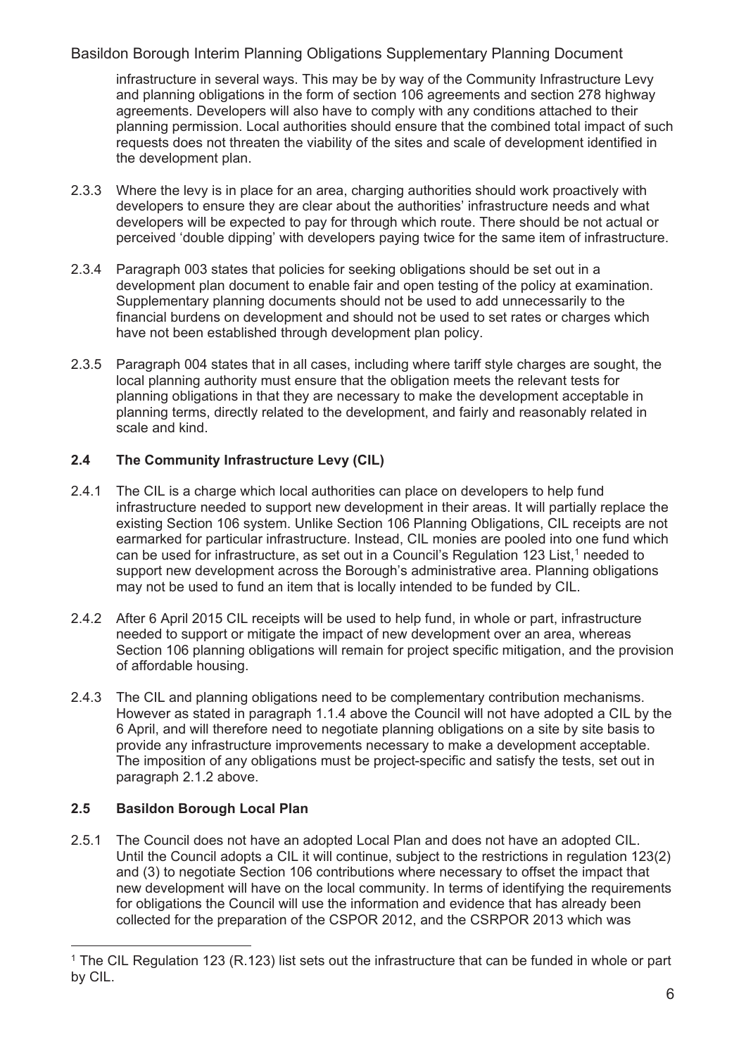infrastructure in several ways. This may be by way of the Community Infrastructure Levy and planning obligations in the form of section 106 agreements and section 278 highway agreements. Developers will also have to comply with any conditions attached to their planning permission. Local authorities should ensure that the combined total impact of such requests does not threaten the viability of the sites and scale of development identified in the development plan.

2.3.3 Where the levy is in place for an area, charging authorities should work proactively with developers to ensure they are clear about the authorities' infrastructure needs and what developers will be expected to pay for through which route. There should be not actual or perceived 'double dipping' with developers paying twice for the same item of infrastructure.

2.3.4 Paragraph 003 states that policies for seeking obligations should be set out in a development plan document to enable fair and open testing of the policy at examination. Supplementary planning documents should not be used to add unnecessarily to the financial burdens on development and should not be used to set rates or charges which have not been established through development plan policy.

2.3.5 Paragraph 004 states that in all cases, including where tariff style charges are sought, the local planning authority must ensure that the obligation meets the relevant tests for planning obligations in that they are necessary to make the development acceptable in planning terms, directly related to the development, and fairly and reasonably related in scale and kind.

### 2.4 The Community Infrastructure Levy (CIL)

2.4.1 The CIL is a charge which local authorities can place on developers to help fund infrastructure needed to support new development in their areas. It will partially replace the existing Section 106 system. Unlike Section 106 Planning Obligations, CIL receipts are not earmarked for particular infrastructure. Instead, CIL monies are pooled into one fund which can be used for infrastructure, as set out in a Council's Regulation 123 List,[1] needed to support new development across the Borough's administrative area. Planning obligations may not be used to fund an item that is locally intended to be funded by CIL.

2.4.2 After 6 April 2015 CIL receipts will be used to help fund, in whole or part, infrastructure needed to support or mitigate the impact of new development over an area, whereas Section 106 planning obligations will remain for project specific mitigation, and the provision of affordable housing.

2.4.3 The CIL and planning obligations need to be complementary contribution mechanisms. However as stated in paragraph 1.1.4 above the Council will not have adopted a CIL by the 6 April, and will therefore need to negotiate planning obligations on a site by site basis to provide any infrastructure improvements necessary to make a development acceptable. The imposition of any obligations must be project-specific and satisfy the tests, set out in paragraph 2.1.2 above.

### 2.5 Basildon Borough Local Plan

2.5.1 The Council does not have an adopted Local Plan and does not have an adopted CIL. Until the Council adopts a CIL it will continue, subject to the restrictions in regulation 123(2) and (3) to negotiate Section 106 contributions where necessary to offset the impact that new development will have on the local community. In terms of identifying the requirements for obligations the Council will use the information and evidence that has already been collected for the preparation of the CSPOR 2012, and the CSRPOR 2013 which was

[1] The CIL Regulation 123 (R.123) list sets out the infrastructure that can be funded in whole or part by CIL.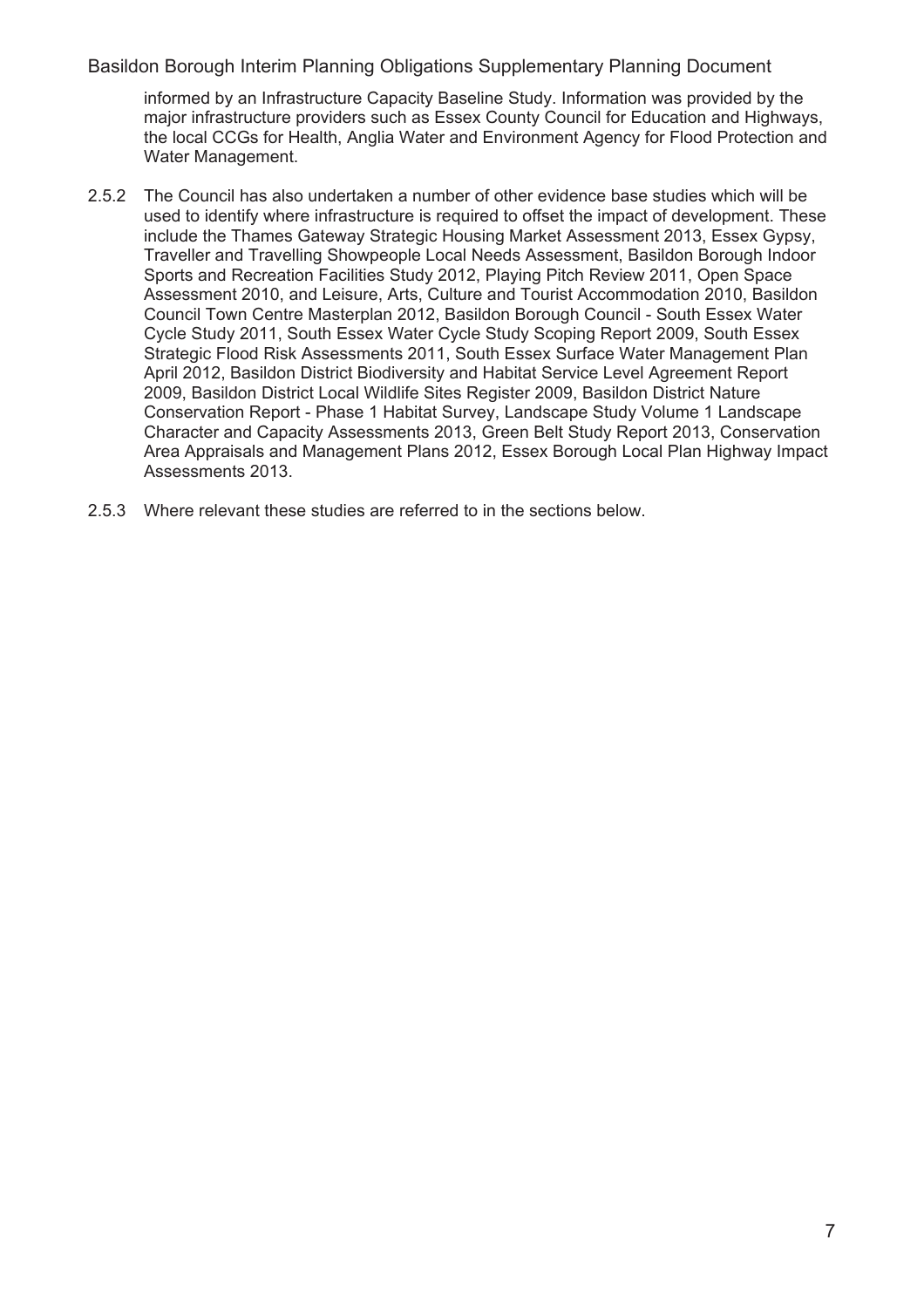informed by an Infrastructure Capacity Baseline Study. Information was provided by the major infrastructure providers such as Essex County Council for Education and Highways, the local CCGs for Health, Anglia Water and Environment Agency for Flood Protection and Water Management.

2.5.2 The Council has also undertaken a number of other evidence base studies which will be used to identify where infrastructure is required to offset the impact of development. These include the Thames Gateway Strategic Housing Market Assessment 2013, Essex Gypsy, Traveller and Travelling Showpeople Local Needs Assessment, Basildon Borough Indoor Sports and Recreation Facilities Study 2012, Playing Pitch Review 2011, Open Space Assessment 2010, and Leisure, Arts, Culture and Tourist Accommodation 2010, Basildon Council Town Centre Masterplan 2012, Basildon Borough Council - South Essex Water Cycle Study 2011, South Essex Water Cycle Study Scoping Report 2009, South Essex Strategic Flood Risk Assessments 2011, South Essex Surface Water Management Plan April 2012, Basildon District Biodiversity and Habitat Service Level Agreement Report 2009, Basildon District Local Wildlife Sites Register 2009, Basildon District Nature Conservation Report - Phase 1 Habitat Survey, Landscape Study Volume 1 Landscape Character and Capacity Assessments 2013, Green Belt Study Report 2013, Conservation Area Appraisals and Management Plans 2012, Essex Borough Local Plan Highway Impact Assessments 2013.

2.5.3 Where relevant these studies are referred to in the sections below.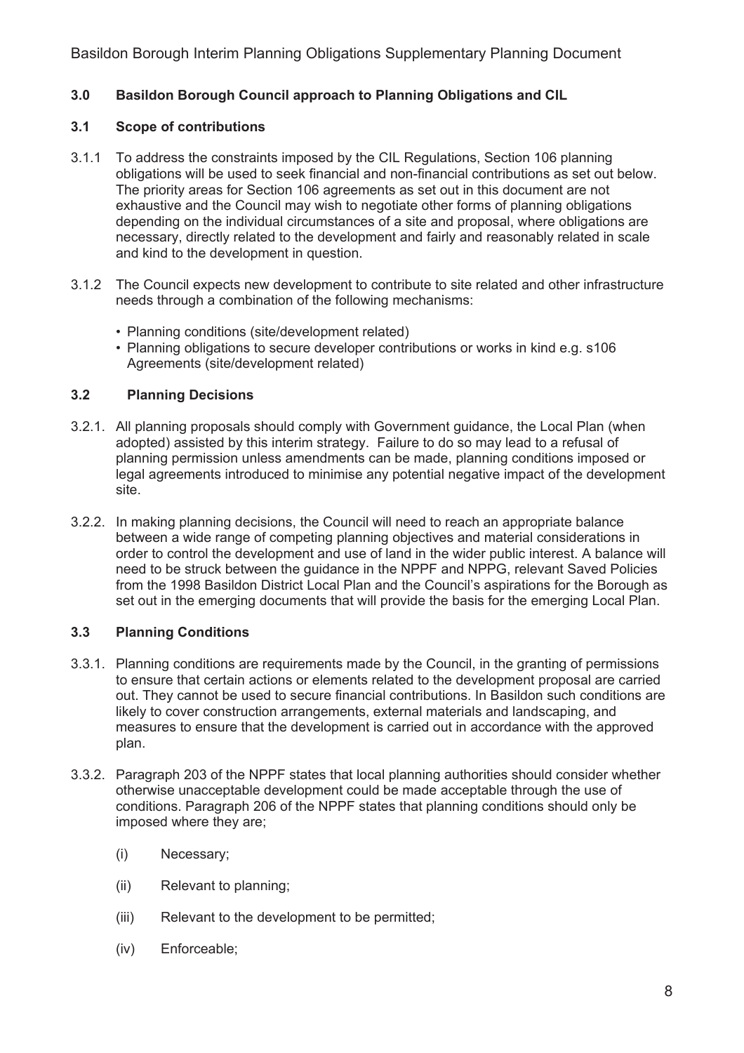## 3.0 Basildon Borough Council approach to Planning Obligations and CIL

### 3.1 Scope of contributions

3.1.1 To address the constraints imposed by the CIL Regulations, Section 106 planning obligations will be used to seek financial and non-financial contributions as set out below. The priority areas for Section 106 agreements as set out in this document are not exhaustive and the Council may wish to negotiate other forms of planning obligations depending on the individual circumstances of a site and proposal, where obligations are necessary, directly related to the development and fairly and reasonably related in scale and kind to the development in question.

3.1.2 The Council expects new development to contribute to site related and other infrastructure needs through a combination of the following mechanisms:

- Planning conditions (site/development related)
- Planning obligations to secure developer contributions or works in kind e.g. s106 Agreements (site/development related)

### 3.2 Planning Decisions

3.2.1. All planning proposals should comply with Government guidance, the Local Plan (when adopted) assisted by this interim strategy. Failure to do so may lead to a refusal of planning permission unless amendments can be made, planning conditions imposed or legal agreements introduced to minimise any potential negative impact of the development site.

3.2.2. In making planning decisions, the Council will need to reach an appropriate balance between a wide range of competing planning objectives and material considerations in order to control the development and use of land in the wider public interest. A balance will need to be struck between the guidance in the NPPF and NPPG, relevant Saved Policies from the 1998 Basildon District Local Plan and the Council's aspirations for the Borough as set out in the emerging documents that will provide the basis for the emerging Local Plan.

### 3.3 Planning Conditions

3.3.1. Planning conditions are requirements made by the Council, in the granting of permissions to ensure that certain actions or elements related to the development proposal are carried out. They cannot be used to secure financial contributions. In Basildon such conditions are likely to cover construction arrangements, external materials and landscaping, and measures to ensure that the development is carried out in accordance with the approved plan.

3.3.2. Paragraph 203 of the NPPF states that local planning authorities should consider whether otherwise unacceptable development could be made acceptable through the use of conditions. Paragraph 206 of the NPPF states that planning conditions should only be imposed where they are;

(i) Necessary;

(ii) Relevant to planning;

(iii) Relevant to the development to be permitted;

(iv) Enforceable;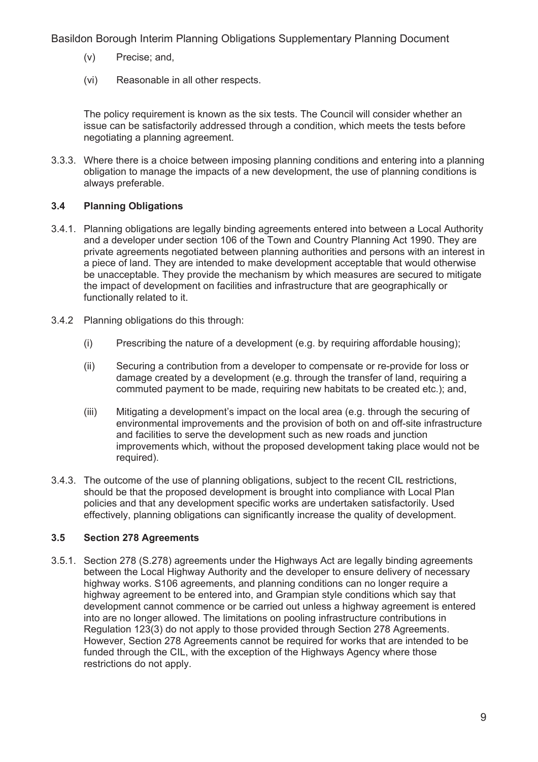(v) Precise; and,

(vi) Reasonable in all other respects.

The policy requirement is known as the six tests. The Council will consider whether an issue can be satisfactorily addressed through a condition, which meets the tests before negotiating a planning agreement.

3.3.3. Where there is a choice between imposing planning conditions and entering into a planning obligation to manage the impacts of a new development, the use of planning conditions is always preferable.

### 3.4 Planning Obligations

3.4.1. Planning obligations are legally binding agreements entered into between a Local Authority and a developer under section 106 of the Town and Country Planning Act 1990. They are private agreements negotiated between planning authorities and persons with an interest in a piece of land. They are intended to make development acceptable that would otherwise be unacceptable. They provide the mechanism by which measures are secured to mitigate the impact of development on facilities and infrastructure that are geographically or functionally related to it.

3.4.2 Planning obligations do this through:

(i) Prescribing the nature of a development (e.g. by requiring affordable housing);

(ii) Securing a contribution from a developer to compensate or re-provide for loss or damage created by a development (e.g. through the transfer of land, requiring a commuted payment to be made, requiring new habitats to be created etc.); and,

(iii) Mitigating a development's impact on the local area (e.g. through the securing of environmental improvements and the provision of both on and off-site infrastructure and facilities to serve the development such as new roads and junction improvements which, without the proposed development taking place would not be required).

3.4.3. The outcome of the use of planning obligations, subject to the recent CIL restrictions, should be that the proposed development is brought into compliance with Local Plan policies and that any development specific works are undertaken satisfactorily. Used effectively, planning obligations can significantly increase the quality of development.

### 3.5 Section 278 Agreements

3.5.1. Section 278 (S.278) agreements under the Highways Act are legally binding agreements between the Local Highway Authority and the developer to ensure delivery of necessary highway works. S106 agreements, and planning conditions can no longer require a highway agreement to be entered into, and Grampian style conditions which say that development cannot commence or be carried out unless a highway agreement is entered into are no longer allowed. The limitations on pooling infrastructure contributions in Regulation 123(3) do not apply to those provided through Section 278 Agreements. However, Section 278 Agreements cannot be required for works that are intended to be funded through the CIL, with the exception of the Highways Agency where those restrictions do not apply.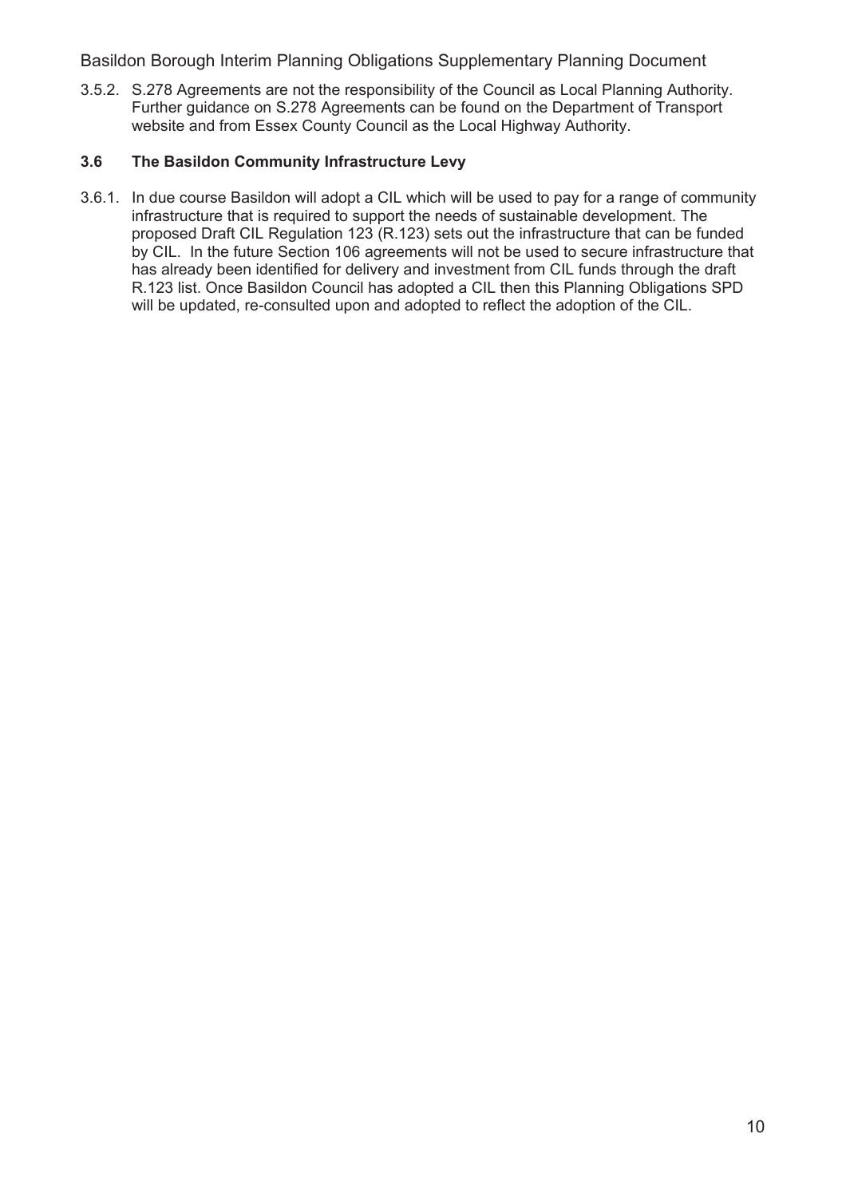3.5.2. S.278 Agreements are not the responsibility of the Council as Local Planning Authority. Further guidance on S.278 Agreements can be found on the Department of Transport website and from Essex County Council as the Local Highway Authority.

### 3.6 The Basildon Community Infrastructure Levy

3.6.1. In due course Basildon will adopt a CIL which will be used to pay for a range of community infrastructure that is required to support the needs of sustainable development. The proposed Draft CIL Regulation 123 (R.123) sets out the infrastructure that can be funded by CIL. In the future Section 106 agreements will not be used to secure infrastructure that has already been identified for delivery and investment from CIL funds through the draft R.123 list. Once Basildon Council has adopted a CIL then this Planning Obligations SPD will be updated, re-consulted upon and adopted to reflect the adoption of the CIL.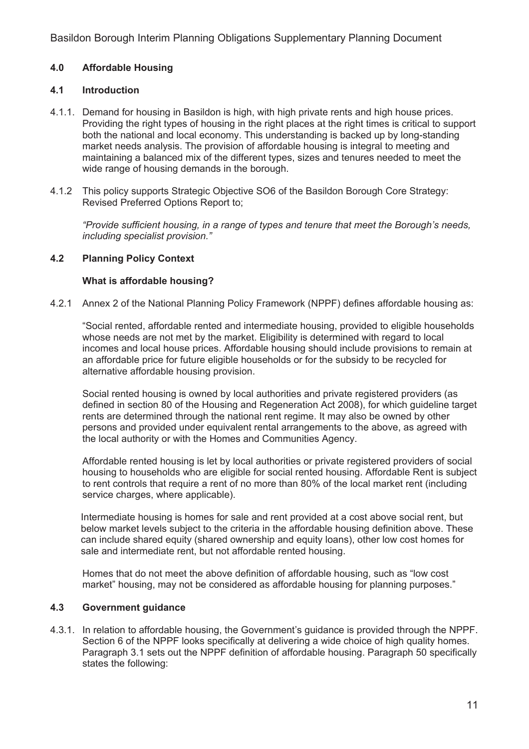## 4.0 Affordable Housing

### 4.1 Introduction

4.1.1. Demand for housing in Basildon is high, with high private rents and high house prices. Providing the right types of housing in the right places at the right times is critical to support both the national and local economy. This understanding is backed up by long-standing market needs analysis. The provision of affordable housing is integral to meeting and maintaining a balanced mix of the different types, sizes and tenures needed to meet the wide range of housing demands in the borough.

4.1.2 This policy supports Strategic Objective SO6 of the Basildon Borough Core Strategy: Revised Preferred Options Report to;

*"Provide sufficient housing, in a range of types and tenure that meet the Borough's needs, including specialist provision."*

### 4.2 Planning Policy Context

**What is affordable housing?**

4.2.1 Annex 2 of the National Planning Policy Framework (NPPF) defines affordable housing as:

"Social rented, affordable rented and intermediate housing, provided to eligible households whose needs are not met by the market. Eligibility is determined with regard to local incomes and local house prices. Affordable housing should include provisions to remain at an affordable price for future eligible households or for the subsidy to be recycled for alternative affordable housing provision.

Social rented housing is owned by local authorities and private registered providers (as defined in section 80 of the Housing and Regeneration Act 2008), for which guideline target rents are determined through the national rent regime. It may also be owned by other persons and provided under equivalent rental arrangements to the above, as agreed with the local authority or with the Homes and Communities Agency.

Affordable rented housing is let by local authorities or private registered providers of social housing to households who are eligible for social rented housing. Affordable Rent is subject to rent controls that require a rent of no more than 80% of the local market rent (including service charges, where applicable).

Intermediate housing is homes for sale and rent provided at a cost above social rent, but below market levels subject to the criteria in the affordable housing definition above. These can include shared equity (shared ownership and equity loans), other low cost homes for sale and intermediate rent, but not affordable rented housing.

Homes that do not meet the above definition of affordable housing, such as "low cost market" housing, may not be considered as affordable housing for planning purposes."

### 4.3 Government guidance

4.3.1. In relation to affordable housing, the Government's guidance is provided through the NPPF. Section 6 of the NPPF looks specifically at delivering a wide choice of high quality homes. Paragraph 3.1 sets out the NPPF definition of affordable housing. Paragraph 50 specifically states the following: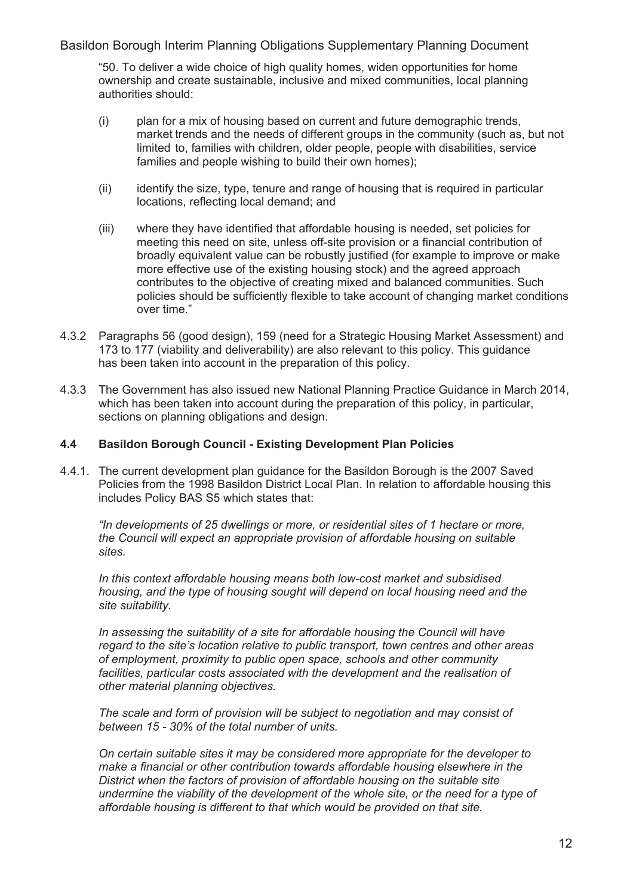"50. To deliver a wide choice of high quality homes, widen opportunities for home ownership and create sustainable, inclusive and mixed communities, local planning authorities should:

(i) plan for a mix of housing based on current and future demographic trends, market trends and the needs of different groups in the community (such as, but not limited to, families with children, older people, people with disabilities, service families and people wishing to build their own homes);

(ii) identify the size, type, tenure and range of housing that is required in particular locations, reflecting local demand; and

(iii) where they have identified that affordable housing is needed, set policies for meeting this need on site, unless off-site provision or a financial contribution of broadly equivalent value can be robustly justified (for example to improve or make more effective use of the existing housing stock) and the agreed approach contributes to the objective of creating mixed and balanced communities. Such policies should be sufficiently flexible to take account of changing market conditions over time."

4.3.2 Paragraphs 56 (good design), 159 (need for a Strategic Housing Market Assessment) and 173 to 177 (viability and deliverability) are also relevant to this policy. This guidance has been taken into account in the preparation of this policy.

4.3.3 The Government has also issued new National Planning Practice Guidance in March 2014, which has been taken into account during the preparation of this policy, in particular, sections on planning obligations and design.

### 4.4 Basildon Borough Council - Existing Development Plan Policies

4.4.1. The current development plan guidance for the Basildon Borough is the 2007 Saved Policies from the 1998 Basildon District Local Plan. In relation to affordable housing this includes Policy BAS S5 which states that:

*"In developments of 25 dwellings or more, or residential sites of 1 hectare or more, the Council will expect an appropriate provision of affordable housing on suitable sites.*

*In this context affordable housing means both low-cost market and subsidised housing, and the type of housing sought will depend on local housing need and the site suitability.*

*In assessing the suitability of a site for affordable housing the Council will have regard to the site's location relative to public transport, town centres and other areas of employment, proximity to public open space, schools and other community facilities, particular costs associated with the development and the realisation of other material planning objectives.*

*The scale and form of provision will be subject to negotiation and may consist of between 15 - 30% of the total number of units.*

*On certain suitable sites it may be considered more appropriate for the developer to make a financial or other contribution towards affordable housing elsewhere in the District when the factors of provision of affordable housing on the suitable site undermine the viability of the development of the whole site, or the need for a type of affordable housing is different to that which would be provided on that site.*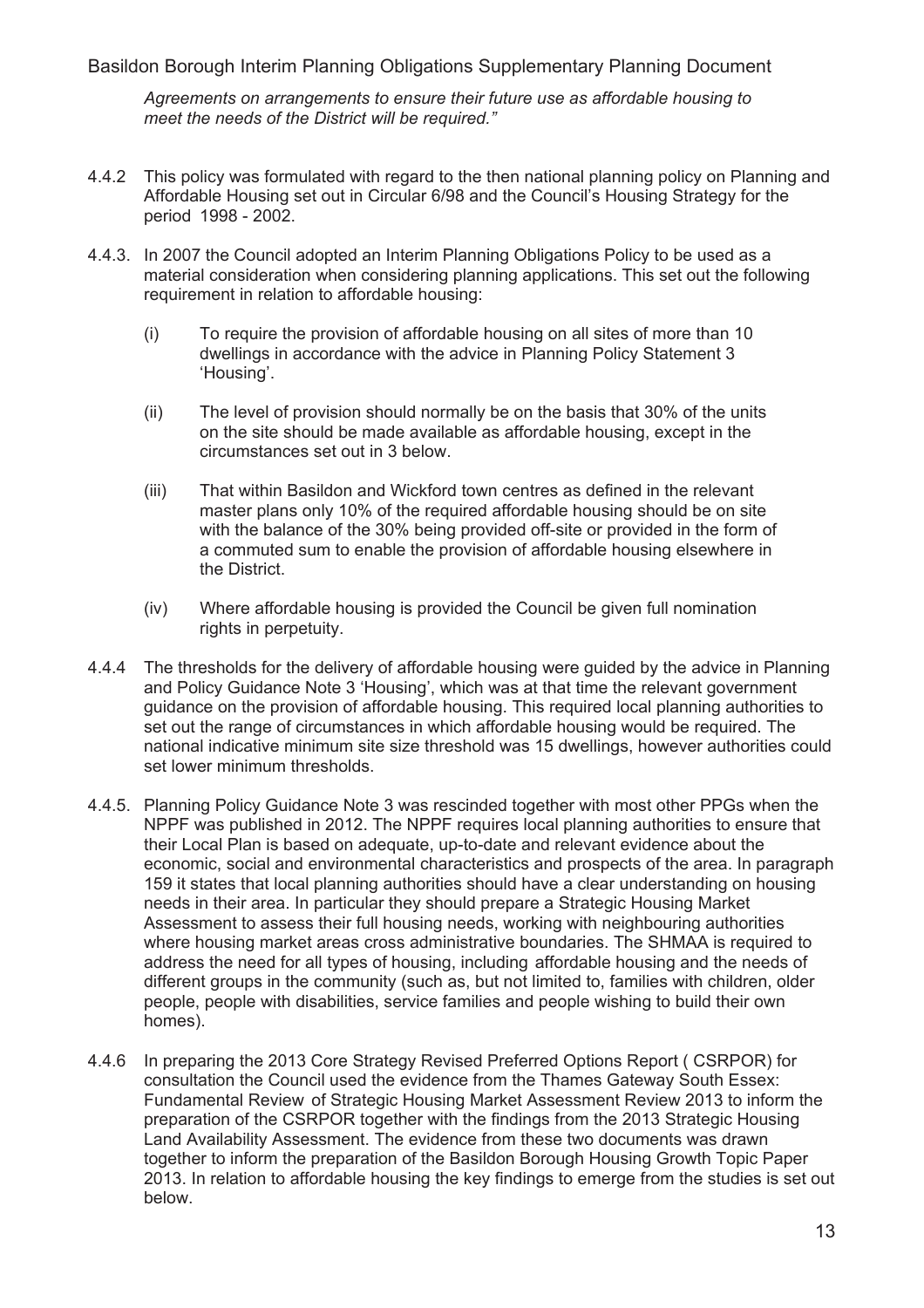*Agreements on arrangements to ensure their future use as affordable housing to meet the needs of the District will be required."*

4.4.2 This policy was formulated with regard to the then national planning policy on Planning and Affordable Housing set out in Circular 6/98 and the Council's Housing Strategy for the period 1998 - 2002.

4.4.3. In 2007 the Council adopted an Interim Planning Obligations Policy to be used as a material consideration when considering planning applications. This set out the following requirement in relation to affordable housing:

(i) To require the provision of affordable housing on all sites of more than 10 dwellings in accordance with the advice in Planning Policy Statement 3 'Housing'.

(ii) The level of provision should normally be on the basis that 30% of the units on the site should be made available as affordable housing, except in the circumstances set out in 3 below.

(iii) That within Basildon and Wickford town centres as defined in the relevant master plans only 10% of the required affordable housing should be on site with the balance of the 30% being provided off-site or provided in the form of a commuted sum to enable the provision of affordable housing elsewhere in the District.

(iv) Where affordable housing is provided the Council be given full nomination rights in perpetuity.

4.4.4 The thresholds for the delivery of affordable housing were guided by the advice in Planning and Policy Guidance Note 3 'Housing', which was at that time the relevant government guidance on the provision of affordable housing. This required local planning authorities to set out the range of circumstances in which affordable housing would be required. The national indicative minimum site size threshold was 15 dwellings, however authorities could set lower minimum thresholds.

4.4.5. Planning Policy Guidance Note 3 was rescinded together with most other PPGs when the NPPF was published in 2012. The NPPF requires local planning authorities to ensure that their Local Plan is based on adequate, up-to-date and relevant evidence about the economic, social and environmental characteristics and prospects of the area. In paragraph 159 it states that local planning authorities should have a clear understanding on housing needs in their area. In particular they should prepare a Strategic Housing Market Assessment to assess their full housing needs, working with neighbouring authorities where housing market areas cross administrative boundaries. The SHMAA is required to address the need for all types of housing, including affordable housing and the needs of different groups in the community (such as, but not limited to, families with children, older people, people with disabilities, service families and people wishing to build their own homes).

4.4.6 In preparing the 2013 Core Strategy Revised Preferred Options Report ( CSRPOR) for consultation the Council used the evidence from the Thames Gateway South Essex: Fundamental Review of Strategic Housing Market Assessment Review 2013 to inform the preparation of the CSRPOR together with the findings from the 2013 Strategic Housing Land Availability Assessment. The evidence from these two documents was drawn together to inform the preparation of the Basildon Borough Housing Growth Topic Paper 2013. In relation to affordable housing the key findings to emerge from the studies is set out below.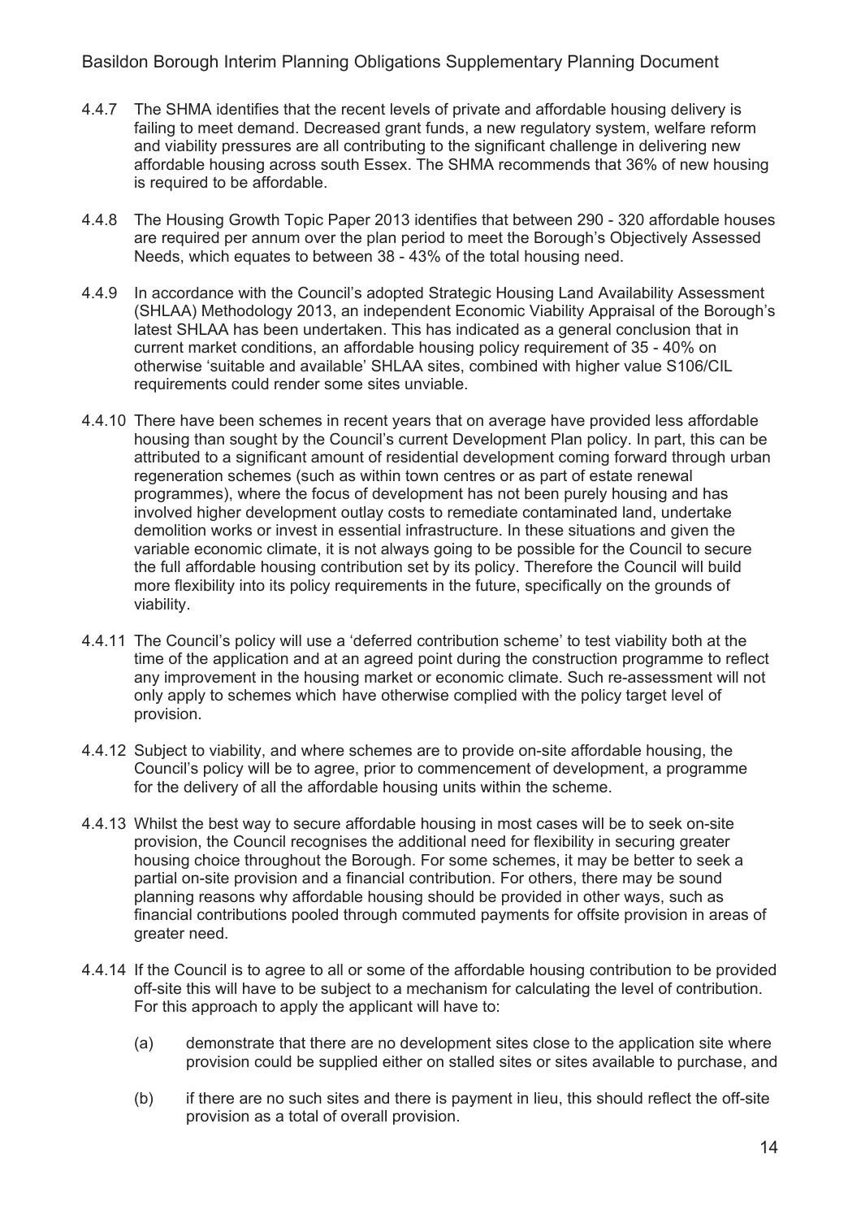4.4.7 The SHMA identifies that the recent levels of private and affordable housing delivery is failing to meet demand. Decreased grant funds, a new regulatory system, welfare reform and viability pressures are all contributing to the significant challenge in delivering new affordable housing across south Essex. The SHMA recommends that 36% of new housing is required to be affordable.

4.4.8 The Housing Growth Topic Paper 2013 identifies that between 290 - 320 affordable houses are required per annum over the plan period to meet the Borough's Objectively Assessed Needs, which equates to between 38 - 43% of the total housing need.

4.4.9 In accordance with the Council's adopted Strategic Housing Land Availability Assessment (SHLAA) Methodology 2013, an independent Economic Viability Appraisal of the Borough's latest SHLAA has been undertaken. This has indicated as a general conclusion that in current market conditions, an affordable housing policy requirement of 35 - 40% on otherwise 'suitable and available' SHLAA sites, combined with higher value S106/CIL requirements could render some sites unviable.

4.4.10 There have been schemes in recent years that on average have provided less affordable housing than sought by the Council's current Development Plan policy. In part, this can be attributed to a significant amount of residential development coming forward through urban regeneration schemes (such as within town centres or as part of estate renewal programmes), where the focus of development has not been purely housing and has involved higher development outlay costs to remediate contaminated land, undertake demolition works or invest in essential infrastructure. In these situations and given the variable economic climate, it is not always going to be possible for the Council to secure the full affordable housing contribution set by its policy. Therefore the Council will build more flexibility into its policy requirements in the future, specifically on the grounds of viability.

4.4.11 The Council's policy will use a 'deferred contribution scheme' to test viability both at the time of the application and at an agreed point during the construction programme to reflect any improvement in the housing market or economic climate. Such re-assessment will not only apply to schemes which have otherwise complied with the policy target level of provision.

4.4.12 Subject to viability, and where schemes are to provide on-site affordable housing, the Council's policy will be to agree, prior to commencement of development, a programme for the delivery of all the affordable housing units within the scheme.

4.4.13 Whilst the best way to secure affordable housing in most cases will be to seek on-site provision, the Council recognises the additional need for flexibility in securing greater housing choice throughout the Borough. For some schemes, it may be better to seek a partial on-site provision and a financial contribution. For others, there may be sound planning reasons why affordable housing should be provided in other ways, such as financial contributions pooled through commuted payments for offsite provision in areas of greater need.

4.4.14 If the Council is to agree to all or some of the affordable housing contribution to be provided off-site this will have to be subject to a mechanism for calculating the level of contribution. For this approach to apply the applicant will have to:

(a) demonstrate that there are no development sites close to the application site where provision could be supplied either on stalled sites or sites available to purchase, and

(b) if there are no such sites and there is payment in lieu, this should reflect the off-site provision as a total of overall provision.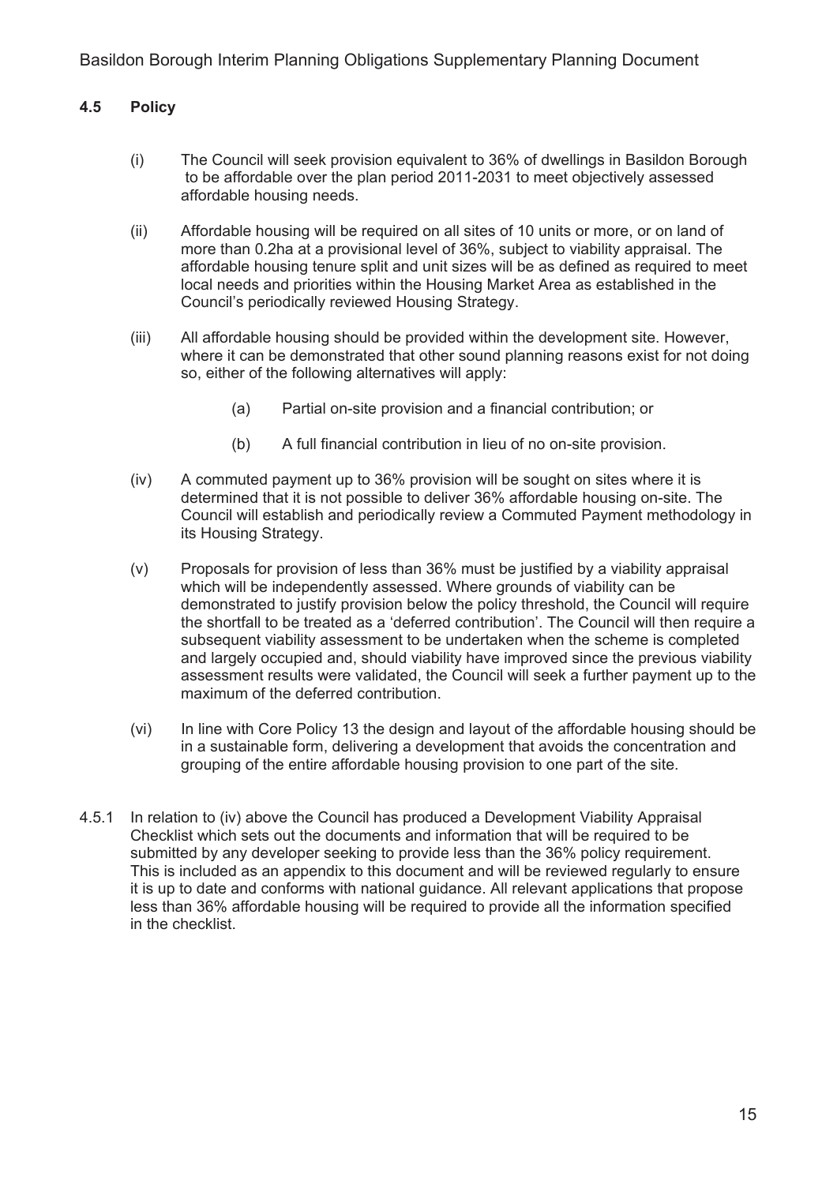## 4.5 Policy

(i) The Council will seek provision equivalent to 36% of dwellings in Basildon Borough to be affordable over the plan period 2011-2031 to meet objectively assessed affordable housing needs.

(ii) Affordable housing will be required on all sites of 10 units or more, or on land of more than 0.2ha at a provisional level of 36%, subject to viability appraisal. The affordable housing tenure split and unit sizes will be as defined as required to meet local needs and priorities within the Housing Market Area as established in the Council's periodically reviewed Housing Strategy.

(iii) All affordable housing should be provided within the development site. However, where it can be demonstrated that other sound planning reasons exist for not doing so, either of the following alternatives will apply:

> (a) Partial on-site provision and a financial contribution; or
>
> (b) A full financial contribution in lieu of no on-site provision.

(iv) A commuted payment up to 36% provision will be sought on sites where it is determined that it is not possible to deliver 36% affordable housing on-site. The Council will establish and periodically review a Commuted Payment methodology in its Housing Strategy.

(v) Proposals for provision of less than 36% must be justified by a viability appraisal which will be independently assessed. Where grounds of viability can be demonstrated to justify provision below the policy threshold, the Council will require the shortfall to be treated as a 'deferred contribution'. The Council will then require a subsequent viability assessment to be undertaken when the scheme is completed and largely occupied and, should viability have improved since the previous viability assessment results were validated, the Council will seek a further payment up to the maximum of the deferred contribution.

(vi) In line with Core Policy 13 the design and layout of the affordable housing should be in a sustainable form, delivering a development that avoids the concentration and grouping of the entire affordable housing provision to one part of the site.

4.5.1 In relation to (iv) above the Council has produced a Development Viability Appraisal Checklist which sets out the documents and information that will be required to be submitted by any developer seeking to provide less than the 36% policy requirement. This is included as an appendix to this document and will be reviewed regularly to ensure it is up to date and conforms with national guidance. All relevant applications that propose less than 36% affordable housing will be required to provide all the information specified in the checklist.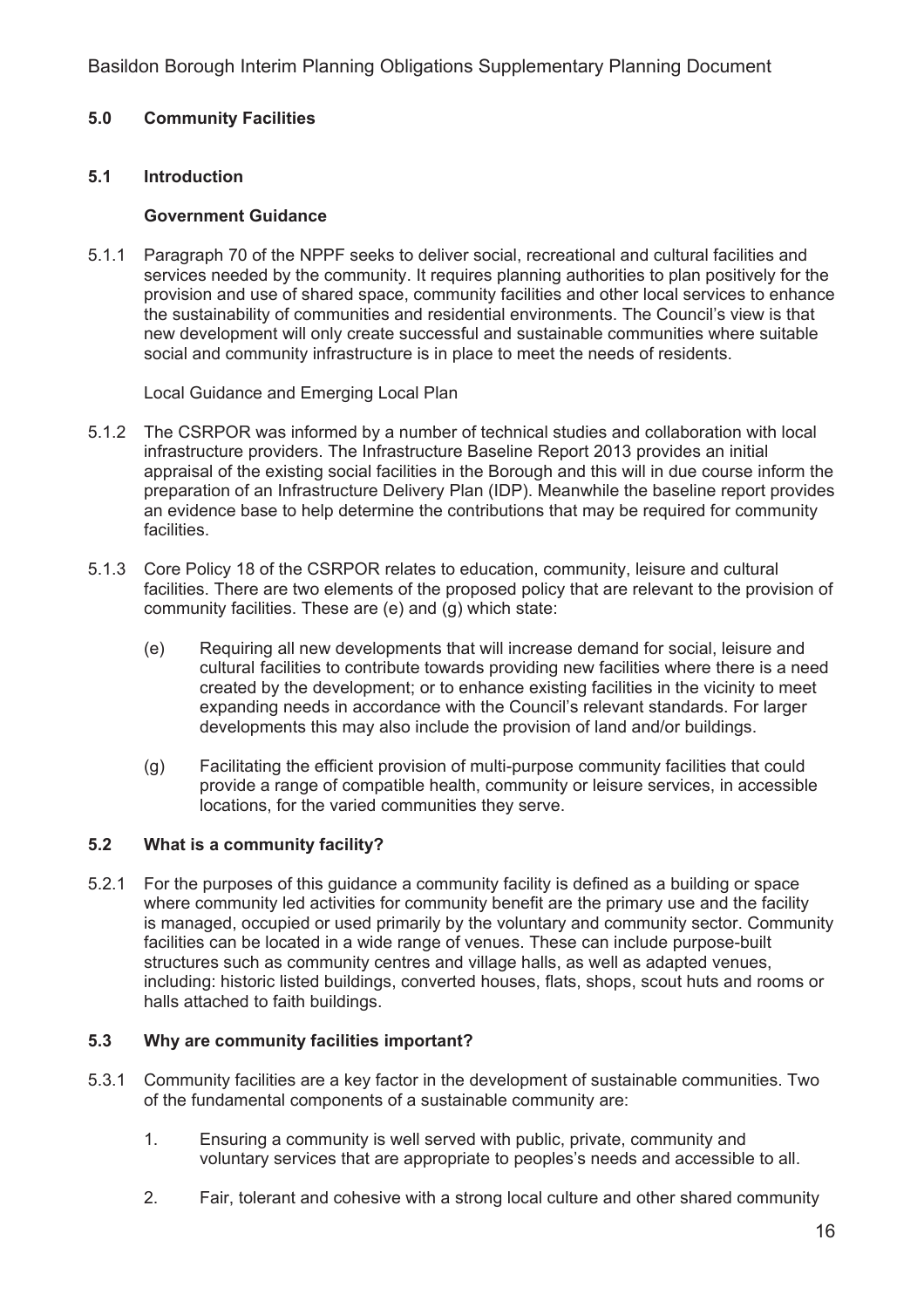## 5.0 Community Facilities

### 5.1 Introduction

**Government Guidance**

5.1.1 Paragraph 70 of the NPPF seeks to deliver social, recreational and cultural facilities and services needed by the community. It requires planning authorities to plan positively for the provision and use of shared space, community facilities and other local services to enhance the sustainability of communities and residential environments. The Council's view is that new development will only create successful and sustainable communities where suitable social and community infrastructure is in place to meet the needs of residents.

Local Guidance and Emerging Local Plan

5.1.2 The CSRPOR was informed by a number of technical studies and collaboration with local infrastructure providers. The Infrastructure Baseline Report 2013 provides an initial appraisal of the existing social facilities in the Borough and this will in due course inform the preparation of an Infrastructure Delivery Plan (IDP). Meanwhile the baseline report provides an evidence base to help determine the contributions that may be required for community facilities.

5.1.3 Core Policy 18 of the CSRPOR relates to education, community, leisure and cultural facilities. There are two elements of the proposed policy that are relevant to the provision of community facilities. These are (e) and (g) which state:

(e) Requiring all new developments that will increase demand for social, leisure and cultural facilities to contribute towards providing new facilities where there is a need created by the development; or to enhance existing facilities in the vicinity to meet expanding needs in accordance with the Council's relevant standards. For larger developments this may also include the provision of land and/or buildings.

(g) Facilitating the efficient provision of multi-purpose community facilities that could provide a range of compatible health, community or leisure services, in accessible locations, for the varied communities they serve.

### 5.2 What is a community facility?

5.2.1 For the purposes of this guidance a community facility is defined as a building or space where community led activities for community benefit are the primary use and the facility is managed, occupied or used primarily by the voluntary and community sector. Community facilities can be located in a wide range of venues. These can include purpose-built structures such as community centres and village halls, as well as adapted venues, including: historic listed buildings, converted houses, flats, shops, scout huts and rooms or halls attached to faith buildings.

### 5.3 Why are community facilities important?

5.3.1 Community facilities are a key factor in the development of sustainable communities. Two of the fundamental components of a sustainable community are:

1. Ensuring a community is well served with public, private, community and voluntary services that are appropriate to peoples's needs and accessible to all.

2. Fair, tolerant and cohesive with a strong local culture and other shared community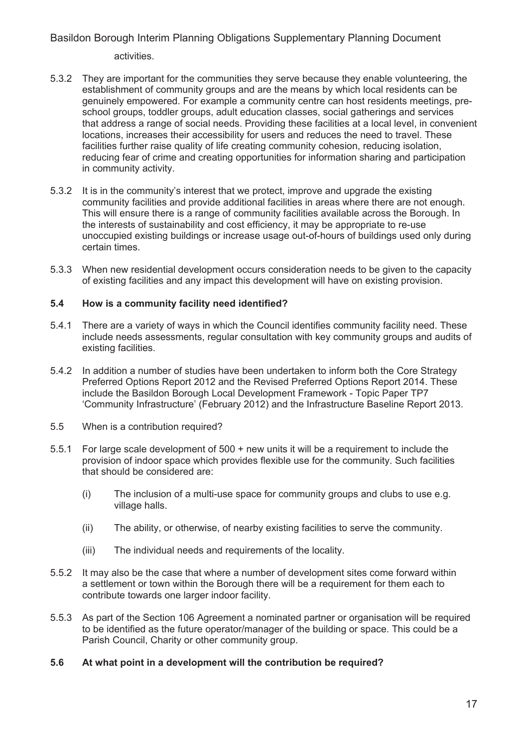activities.

5.3.2 They are important for the communities they serve because they enable volunteering, the establishment of community groups and are the means by which local residents can be genuinely empowered. For example a community centre can host residents meetings, pre-school groups, toddler groups, adult education classes, social gatherings and services that address a range of social needs. Providing these facilities at a local level, in convenient locations, increases their accessibility for users and reduces the need to travel. These facilities further raise quality of life creating community cohesion, reducing isolation, reducing fear of crime and creating opportunities for information sharing and participation in community activity.

5.3.2 It is in the community's interest that we protect, improve and upgrade the existing community facilities and provide additional facilities in areas where there are not enough. This will ensure there is a range of community facilities available across the Borough. In the interests of sustainability and cost efficiency, it may be appropriate to re-use unoccupied existing buildings or increase usage out-of-hours of buildings used only during certain times.

5.3.3 When new residential development occurs consideration needs to be given to the capacity of existing facilities and any impact this development will have on existing provision.

### 5.4 How is a community facility need identified?

5.4.1 There are a variety of ways in which the Council identifies community facility need. These include needs assessments, regular consultation with key community groups and audits of existing facilities.

5.4.2 In addition a number of studies have been undertaken to inform both the Core Strategy Preferred Options Report 2012 and the Revised Preferred Options Report 2014. These include the Basildon Borough Local Development Framework - Topic Paper TP7 'Community Infrastructure' (February 2012) and the Infrastructure Baseline Report 2013.

5.5 When is a contribution required?

5.5.1 For large scale development of 500 + new units it will be a requirement to include the provision of indoor space which provides flexible use for the community. Such facilities that should be considered are:

(i) The inclusion of a multi-use space for community groups and clubs to use e.g. village halls.

(ii) The ability, or otherwise, of nearby existing facilities to serve the community.

(iii) The individual needs and requirements of the locality.

5.5.2 It may also be the case that where a number of development sites come forward within a settlement or town within the Borough there will be a requirement for them each to contribute towards one larger indoor facility.

5.5.3 As part of the Section 106 Agreement a nominated partner or organisation will be required to be identified as the future operator/manager of the building or space. This could be a Parish Council, Charity or other community group.

### 5.6 At what point in a development will the contribution be required?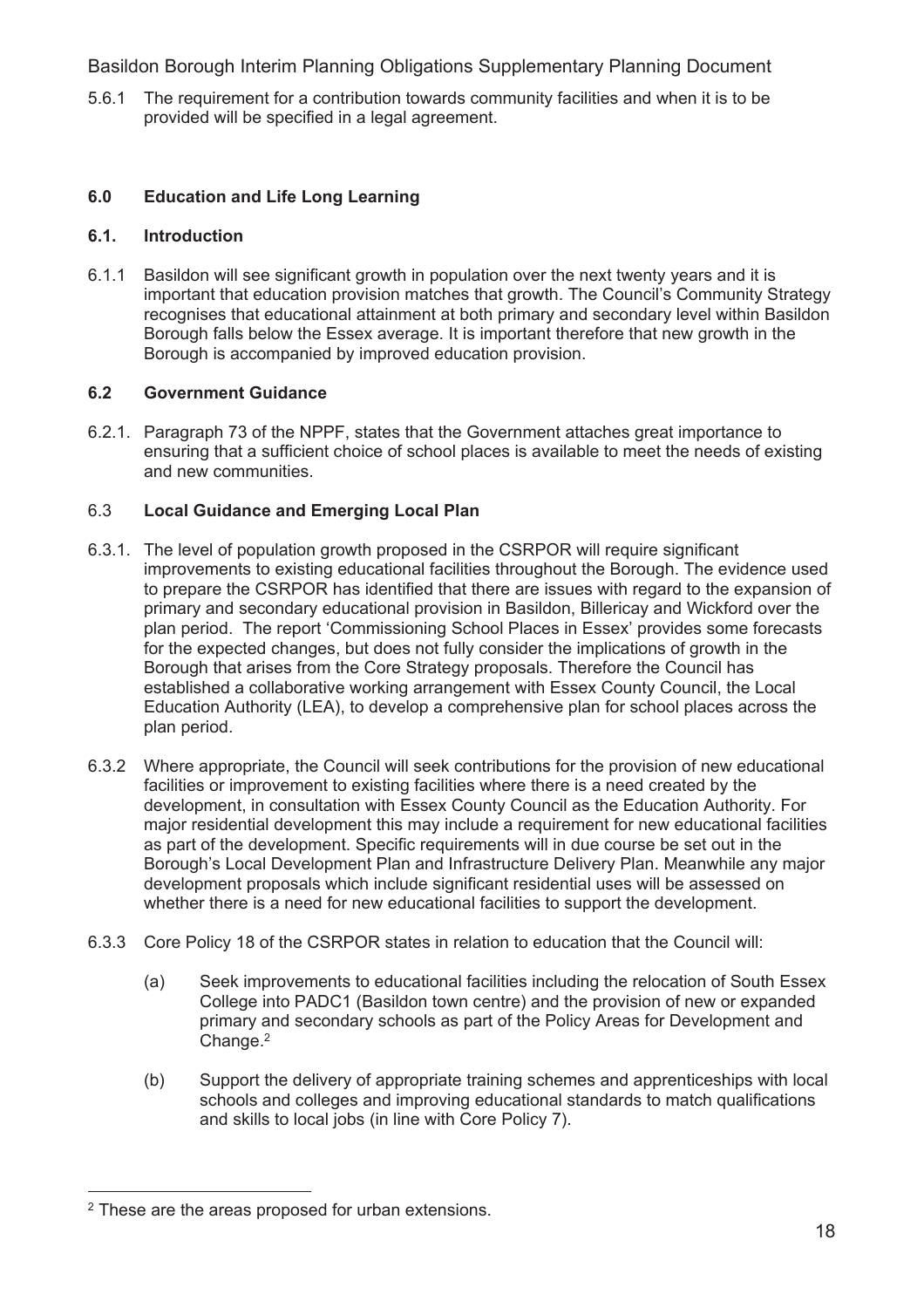5.6.1 The requirement for a contribution towards community facilities and when it is to be provided will be specified in a legal agreement.

## 6.0 Education and Life Long Learning

### 6.1. Introduction

6.1.1 Basildon will see significant growth in population over the next twenty years and it is important that education provision matches that growth. The Council's Community Strategy recognises that educational attainment at both primary and secondary level within Basildon Borough falls below the Essex average. It is important therefore that new growth in the Borough is accompanied by improved education provision.

### 6.2 Government Guidance

6.2.1. Paragraph 73 of the NPPF, states that the Government attaches great importance to ensuring that a sufficient choice of school places is available to meet the needs of existing and new communities.

### 6.3 Local Guidance and Emerging Local Plan

6.3.1. The level of population growth proposed in the CSRPOR will require significant improvements to existing educational facilities throughout the Borough. The evidence used to prepare the CSRPOR has identified that there are issues with regard to the expansion of primary and secondary educational provision in Basildon, Billericay and Wickford over the plan period. The report 'Commissioning School Places in Essex' provides some forecasts for the expected changes, but does not fully consider the implications of growth in the Borough that arises from the Core Strategy proposals. Therefore the Council has established a collaborative working arrangement with Essex County Council, the Local Education Authority (LEA), to develop a comprehensive plan for school places across the plan period.

6.3.2 Where appropriate, the Council will seek contributions for the provision of new educational facilities or improvement to existing facilities where there is a need created by the development, in consultation with Essex County Council as the Education Authority. For major residential development this may include a requirement for new educational facilities as part of the development. Specific requirements will in due course be set out in the Borough's Local Development Plan and Infrastructure Delivery Plan. Meanwhile any major development proposals which include significant residential uses will be assessed on whether there is a need for new educational facilities to support the development.

6.3.3 Core Policy 18 of the CSRPOR states in relation to education that the Council will:

(a) Seek improvements to educational facilities including the relocation of South Essex College into PADC1 (Basildon town centre) and the provision of new or expanded primary and secondary schools as part of the Policy Areas for Development and Change.[2]

(b) Support the delivery of appropriate training schemes and apprenticeships with local schools and colleges and improving educational standards to match qualifications and skills to local jobs (in line with Core Policy 7).

[2] These are the areas proposed for urban extensions.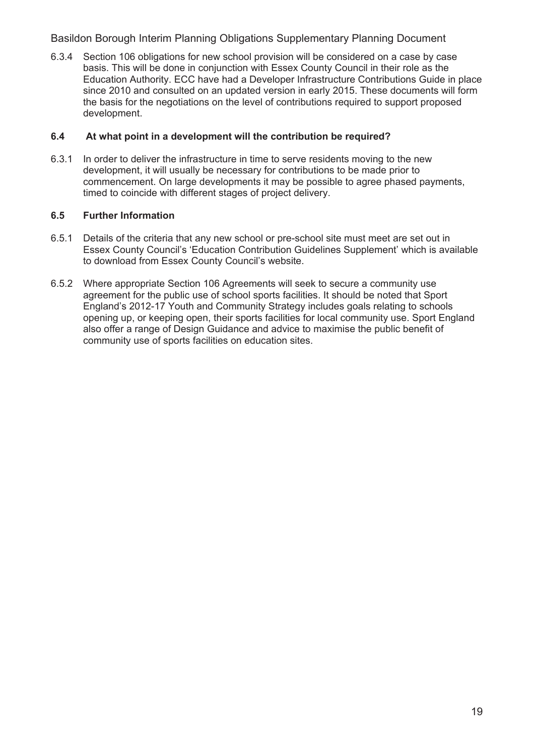6.3.4 Section 106 obligations for new school provision will be considered on a case by case basis. This will be done in conjunction with Essex County Council in their role as the Education Authority. ECC have had a Developer Infrastructure Contributions Guide in place since 2010 and consulted on an updated version in early 2015. These documents will form the basis for the negotiations on the level of contributions required to support proposed development.

### 6.4 At what point in a development will the contribution be required?

6.3.1 In order to deliver the infrastructure in time to serve residents moving to the new development, it will usually be necessary for contributions to be made prior to commencement. On large developments it may be possible to agree phased payments, timed to coincide with different stages of project delivery.

### 6.5 Further Information

6.5.1 Details of the criteria that any new school or pre-school site must meet are set out in Essex County Council's 'Education Contribution Guidelines Supplement' which is available to download from Essex County Council's website.

6.5.2 Where appropriate Section 106 Agreements will seek to secure a community use agreement for the public use of school sports facilities. It should be noted that Sport England's 2012-17 Youth and Community Strategy includes goals relating to schools opening up, or keeping open, their sports facilities for local community use. Sport England also offer a range of Design Guidance and advice to maximise the public benefit of community use of sports facilities on education sites.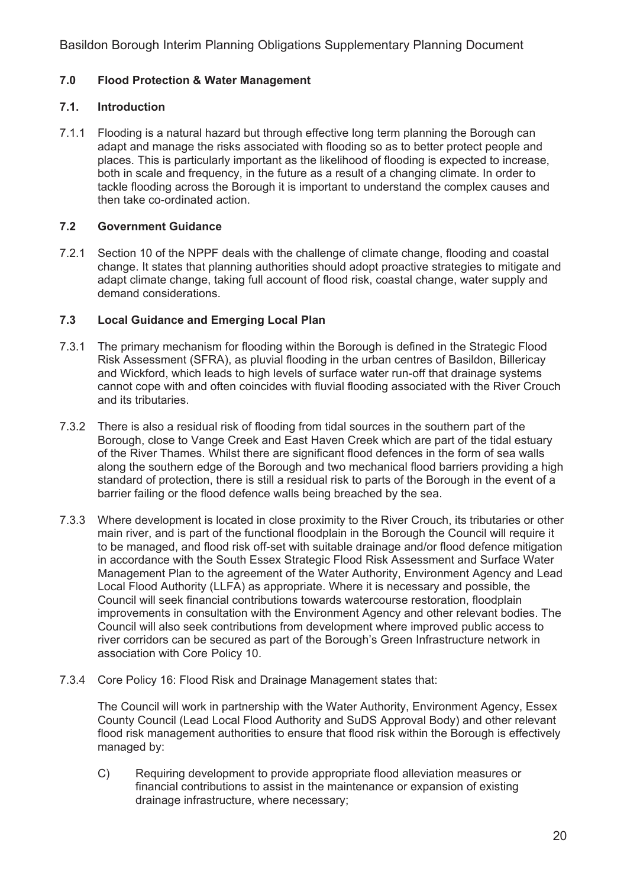## 7.0 Flood Protection & Water Management

### 7.1. Introduction

7.1.1 Flooding is a natural hazard but through effective long term planning the Borough can adapt and manage the risks associated with flooding so as to better protect people and places. This is particularly important as the likelihood of flooding is expected to increase, both in scale and frequency, in the future as a result of a changing climate. In order to tackle flooding across the Borough it is important to understand the complex causes and then take co-ordinated action.

### 7.2 Government Guidance

7.2.1 Section 10 of the NPPF deals with the challenge of climate change, flooding and coastal change. It states that planning authorities should adopt proactive strategies to mitigate and adapt climate change, taking full account of flood risk, coastal change, water supply and demand considerations.

### 7.3 Local Guidance and Emerging Local Plan

7.3.1 The primary mechanism for flooding within the Borough is defined in the Strategic Flood Risk Assessment (SFRA), as pluvial flooding in the urban centres of Basildon, Billericay and Wickford, which leads to high levels of surface water run-off that drainage systems cannot cope with and often coincides with fluvial flooding associated with the River Crouch and its tributaries.

7.3.2 There is also a residual risk of flooding from tidal sources in the southern part of the Borough, close to Vange Creek and East Haven Creek which are part of the tidal estuary of the River Thames. Whilst there are significant flood defences in the form of sea walls along the southern edge of the Borough and two mechanical flood barriers providing a high standard of protection, there is still a residual risk to parts of the Borough in the event of a barrier failing or the flood defence walls being breached by the sea.

7.3.3 Where development is located in close proximity to the River Crouch, its tributaries or other main river, and is part of the functional floodplain in the Borough the Council will require it to be managed, and flood risk off-set with suitable drainage and/or flood defence mitigation in accordance with the South Essex Strategic Flood Risk Assessment and Surface Water Management Plan to the agreement of the Water Authority, Environment Agency and Lead Local Flood Authority (LLFA) as appropriate. Where it is necessary and possible, the Council will seek financial contributions towards watercourse restoration, floodplain improvements in consultation with the Environment Agency and other relevant bodies. The Council will also seek contributions from development where improved public access to river corridors can be secured as part of the Borough's Green Infrastructure network in association with Core Policy 10.

7.3.4 Core Policy 16: Flood Risk and Drainage Management states that:

The Council will work in partnership with the Water Authority, Environment Agency, Essex County Council (Lead Local Flood Authority and SuDS Approval Body) and other relevant flood risk management authorities to ensure that flood risk within the Borough is effectively managed by:

C) Requiring development to provide appropriate flood alleviation measures or financial contributions to assist in the maintenance or expansion of existing drainage infrastructure, where necessary;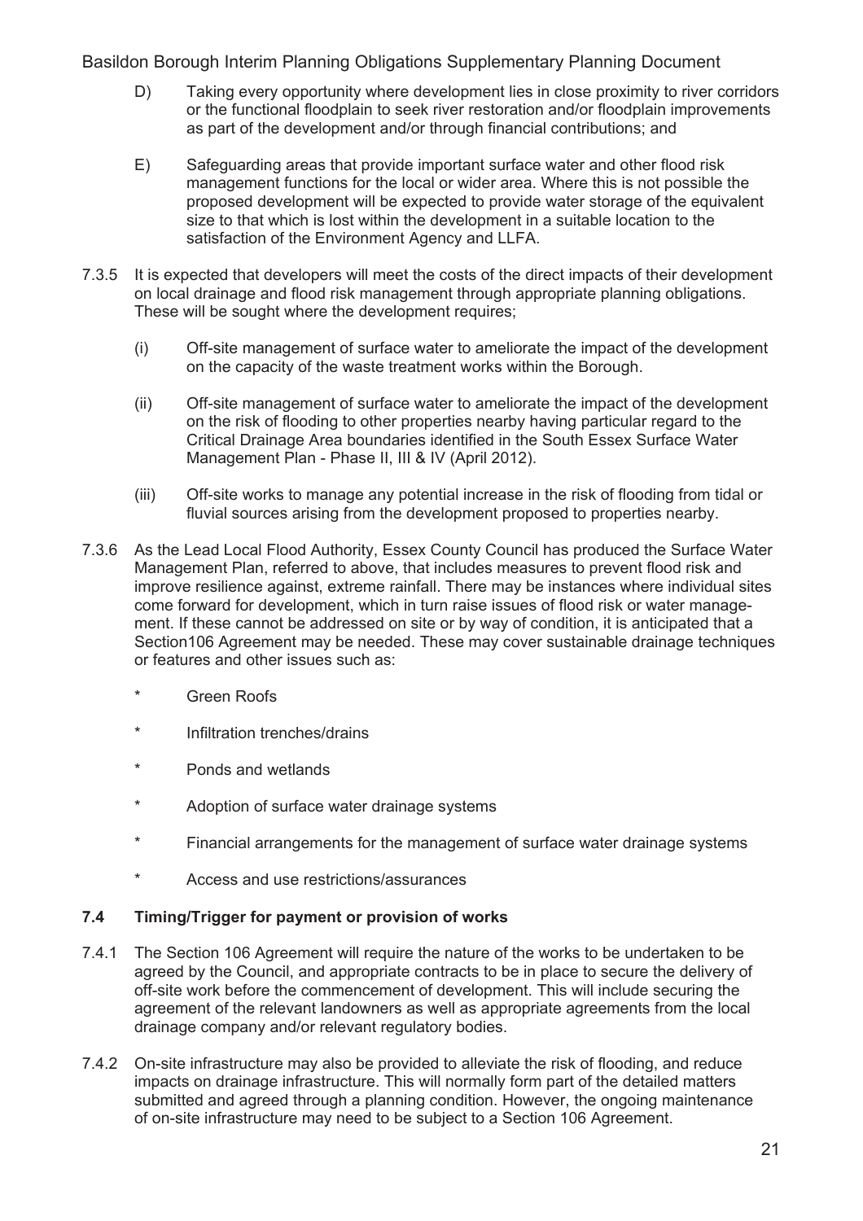D) Taking every opportunity where development lies in close proximity to river corridors or the functional floodplain to seek river restoration and/or floodplain improvements as part of the development and/or through financial contributions; and

E) Safeguarding areas that provide important surface water and other flood risk management functions for the local or wider area. Where this is not possible the proposed development will be expected to provide water storage of the equivalent size to that which is lost within the development in a suitable location to the satisfaction of the Environment Agency and LLFA.

7.3.5 It is expected that developers will meet the costs of the direct impacts of their development on local drainage and flood risk management through appropriate planning obligations. These will be sought where the development requires;

(i) Off-site management of surface water to ameliorate the impact of the development on the capacity of the waste treatment works within the Borough.

(ii) Off-site management of surface water to ameliorate the impact of the development on the risk of flooding to other properties nearby having particular regard to the Critical Drainage Area boundaries identified in the South Essex Surface Water Management Plan - Phase II, III & IV (April 2012).

(iii) Off-site works to manage any potential increase in the risk of flooding from tidal or fluvial sources arising from the development proposed to properties nearby.

7.3.6 As the Lead Local Flood Authority, Essex County Council has produced the Surface Water Management Plan, referred to above, that includes measures to prevent flood risk and improve resilience against, extreme rainfall. There may be instances where individual sites come forward for development, which in turn raise issues of flood risk or water management. If these cannot be addressed on site or by way of condition, it is anticipated that a Section106 Agreement may be needed. These may cover sustainable drainage techniques or features and other issues such as:

- Green Roofs
- Infiltration trenches/drains
- Ponds and wetlands
- Adoption of surface water drainage systems
- Financial arrangements for the management of surface water drainage systems
- Access and use restrictions/assurances

### 7.4 Timing/Trigger for payment or provision of works

7.4.1 The Section 106 Agreement will require the nature of the works to be undertaken to be agreed by the Council, and appropriate contracts to be in place to secure the delivery of off-site work before the commencement of development. This will include securing the agreement of the relevant landowners as well as appropriate agreements from the local drainage company and/or relevant regulatory bodies.

7.4.2 On-site infrastructure may also be provided to alleviate the risk of flooding, and reduce impacts on drainage infrastructure. This will normally form part of the detailed matters submitted and agreed through a planning condition. However, the ongoing maintenance of on-site infrastructure may need to be subject to a Section 106 Agreement.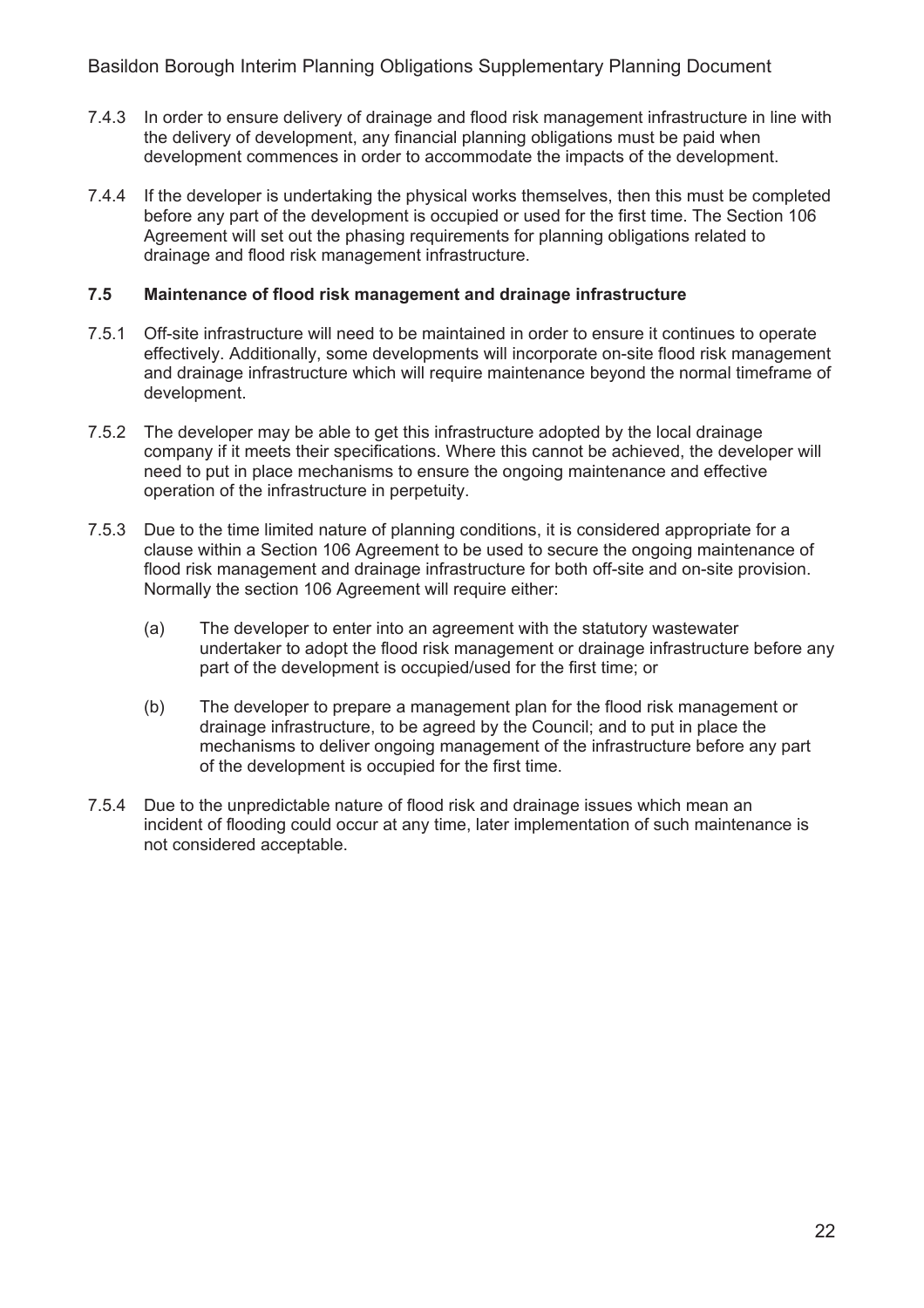7.4.3 In order to ensure delivery of drainage and flood risk management infrastructure in line with the delivery of development, any financial planning obligations must be paid when development commences in order to accommodate the impacts of the development.

7.4.4 If the developer is undertaking the physical works themselves, then this must be completed before any part of the development is occupied or used for the first time. The Section 106 Agreement will set out the phasing requirements for planning obligations related to drainage and flood risk management infrastructure.

### 7.5 Maintenance of flood risk management and drainage infrastructure

7.5.1 Off-site infrastructure will need to be maintained in order to ensure it continues to operate effectively. Additionally, some developments will incorporate on-site flood risk management and drainage infrastructure which will require maintenance beyond the normal timeframe of development.

7.5.2 The developer may be able to get this infrastructure adopted by the local drainage company if it meets their specifications. Where this cannot be achieved, the developer will need to put in place mechanisms to ensure the ongoing maintenance and effective operation of the infrastructure in perpetuity.

7.5.3 Due to the time limited nature of planning conditions, it is considered appropriate for a clause within a Section 106 Agreement to be used to secure the ongoing maintenance of flood risk management and drainage infrastructure for both off-site and on-site provision. Normally the section 106 Agreement will require either:

(a) The developer to enter into an agreement with the statutory wastewater undertaker to adopt the flood risk management or drainage infrastructure before any part of the development is occupied/used for the first time; or

(b) The developer to prepare a management plan for the flood risk management or drainage infrastructure, to be agreed by the Council; and to put in place the mechanisms to deliver ongoing management of the infrastructure before any part of the development is occupied for the first time.

7.5.4 Due to the unpredictable nature of flood risk and drainage issues which mean an incident of flooding could occur at any time, later implementation of such maintenance is not considered acceptable.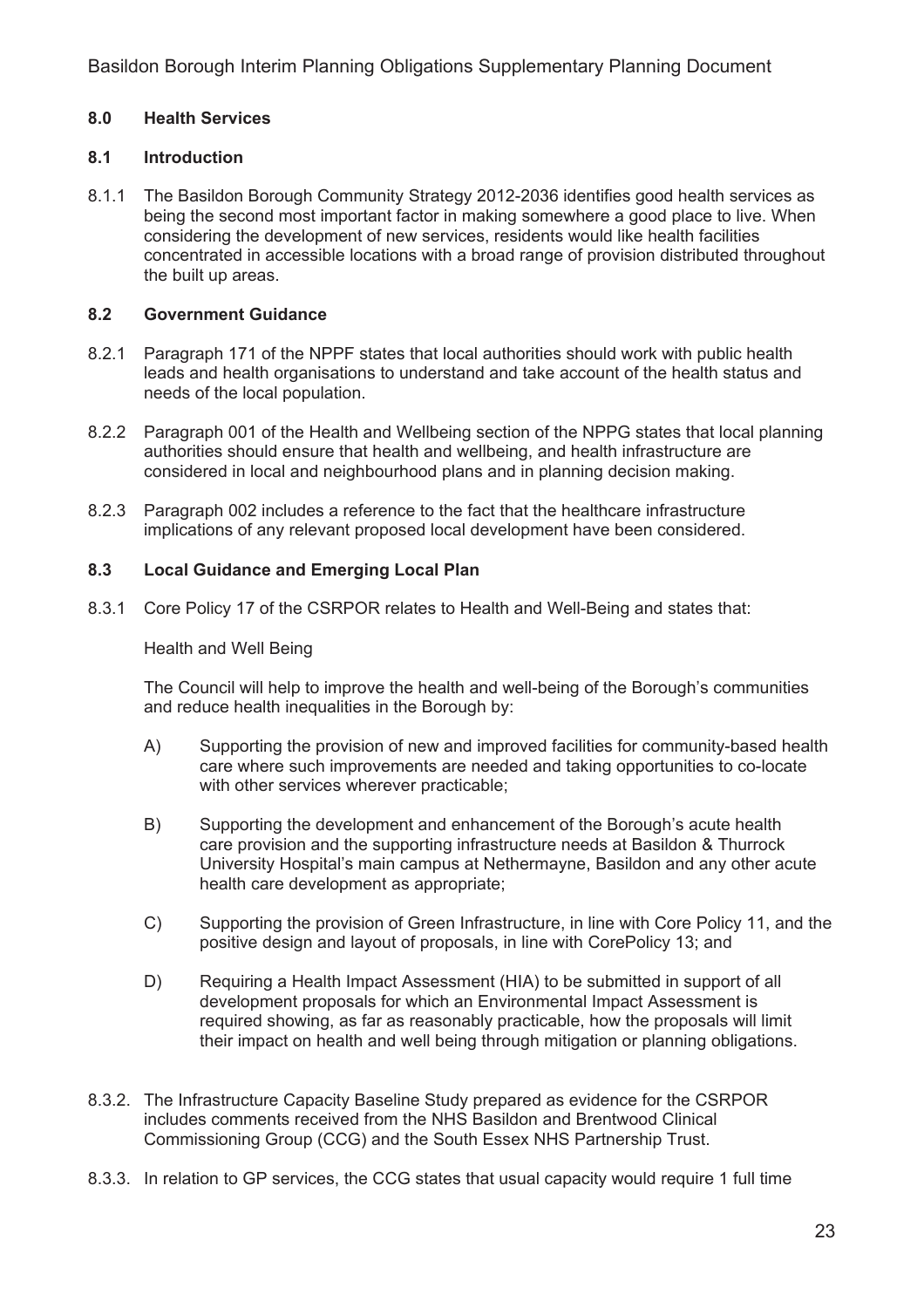## 8.0 Health Services

### 8.1 Introduction

8.1.1 The Basildon Borough Community Strategy 2012-2036 identifies good health services as being the second most important factor in making somewhere a good place to live. When considering the development of new services, residents would like health facilities concentrated in accessible locations with a broad range of provision distributed throughout the built up areas.

### 8.2 Government Guidance

8.2.1 Paragraph 171 of the NPPF states that local authorities should work with public health leads and health organisations to understand and take account of the health status and needs of the local population.

8.2.2 Paragraph 001 of the Health and Wellbeing section of the NPPG states that local planning authorities should ensure that health and wellbeing, and health infrastructure are considered in local and neighbourhood plans and in planning decision making.

8.2.3 Paragraph 002 includes a reference to the fact that the healthcare infrastructure implications of any relevant proposed local development have been considered.

### 8.3 Local Guidance and Emerging Local Plan

8.3.1 Core Policy 17 of the CSRPOR relates to Health and Well-Being and states that:

Health and Well Being

The Council will help to improve the health and well-being of the Borough's communities and reduce health inequalities in the Borough by:

A) Supporting the provision of new and improved facilities for community-based health care where such improvements are needed and taking opportunities to co-locate with other services wherever practicable;

B) Supporting the development and enhancement of the Borough's acute health care provision and the supporting infrastructure needs at Basildon & Thurrock University Hospital's main campus at Nethermayne, Basildon and any other acute health care development as appropriate;

C) Supporting the provision of Green Infrastructure, in line with Core Policy 11, and the positive design and layout of proposals, in line with CorePolicy 13; and

D) Requiring a Health Impact Assessment (HIA) to be submitted in support of all development proposals for which an Environmental Impact Assessment is required showing, as far as reasonably practicable, how the proposals will limit their impact on health and well being through mitigation or planning obligations.

8.3.2. The Infrastructure Capacity Baseline Study prepared as evidence for the CSRPOR includes comments received from the NHS Basildon and Brentwood Clinical Commissioning Group (CCG) and the South Essex NHS Partnership Trust.

8.3.3. In relation to GP services, the CCG states that usual capacity would require 1 full time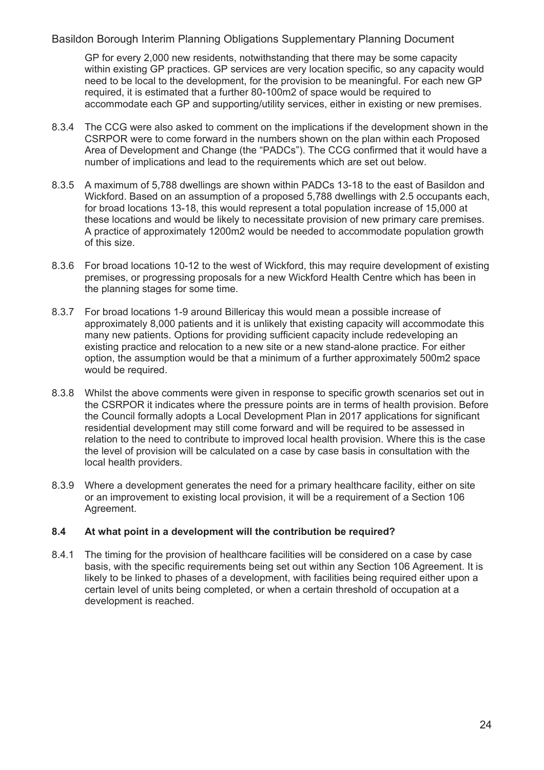GP for every 2,000 new residents, notwithstanding that there may be some capacity within existing GP practices. GP services are very location specific, so any capacity would need to be local to the development, for the provision to be meaningful. For each new GP required, it is estimated that a further 80-100m2 of space would be required to accommodate each GP and supporting/utility services, either in existing or new premises.

8.3.4 The CCG were also asked to comment on the implications if the development shown in the CSRPOR were to come forward in the numbers shown on the plan within each Proposed Area of Development and Change (the "PADCs"). The CCG confirmed that it would have a number of implications and lead to the requirements which are set out below.

8.3.5 A maximum of 5,788 dwellings are shown within PADCs 13-18 to the east of Basildon and Wickford. Based on an assumption of a proposed 5,788 dwellings with 2.5 occupants each, for broad locations 13-18, this would represent a total population increase of 15,000 at these locations and would be likely to necessitate provision of new primary care premises. A practice of approximately 1200m2 would be needed to accommodate population growth of this size.

8.3.6 For broad locations 10-12 to the west of Wickford, this may require development of existing premises, or progressing proposals for a new Wickford Health Centre which has been in the planning stages for some time.

8.3.7 For broad locations 1-9 around Billericay this would mean a possible increase of approximately 8,000 patients and it is unlikely that existing capacity will accommodate this many new patients. Options for providing sufficient capacity include redeveloping an existing practice and relocation to a new site or a new stand-alone practice. For either option, the assumption would be that a minimum of a further approximately 500m2 space would be required.

8.3.8 Whilst the above comments were given in response to specific growth scenarios set out in the CSRPOR it indicates where the pressure points are in terms of health provision. Before the Council formally adopts a Local Development Plan in 2017 applications for significant residential development may still come forward and will be required to be assessed in relation to the need to contribute to improved local health provision. Where this is the case the level of provision will be calculated on a case by case basis in consultation with the local health providers.

8.3.9 Where a development generates the need for a primary healthcare facility, either on site or an improvement to existing local provision, it will be a requirement of a Section 106 Agreement.

### 8.4 At what point in a development will the contribution be required?

8.4.1 The timing for the provision of healthcare facilities will be considered on a case by case basis, with the specific requirements being set out within any Section 106 Agreement. It is likely to be linked to phases of a development, with facilities being required either upon a certain level of units being completed, or when a certain threshold of occupation at a development is reached.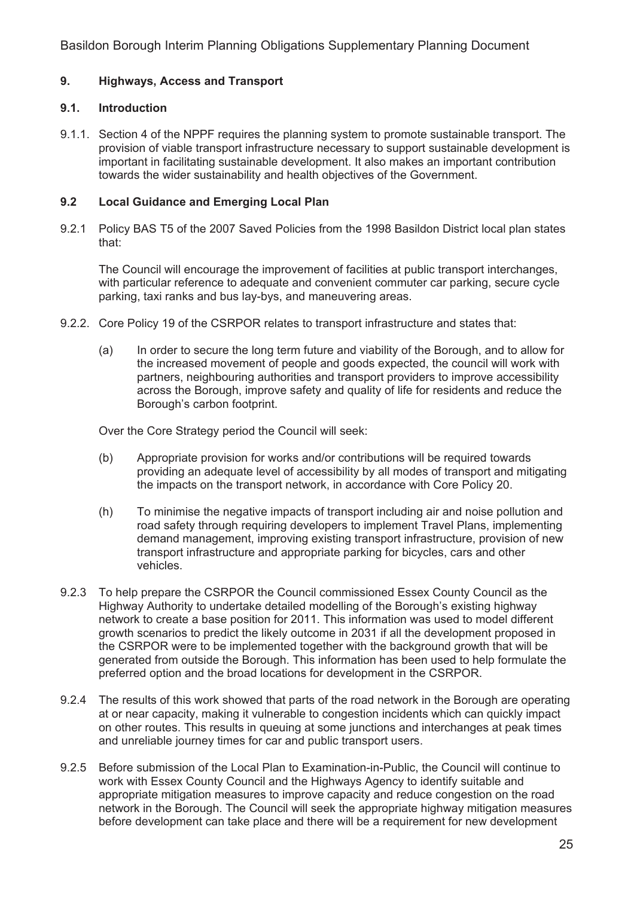## 9. Highways, Access and Transport

### 9.1. Introduction

9.1.1. Section 4 of the NPPF requires the planning system to promote sustainable transport. The provision of viable transport infrastructure necessary to support sustainable development is important in facilitating sustainable development. It also makes an important contribution towards the wider sustainability and health objectives of the Government.

### 9.2 Local Guidance and Emerging Local Plan

9.2.1 Policy BAS T5 of the 2007 Saved Policies from the 1998 Basildon District local plan states that:

The Council will encourage the improvement of facilities at public transport interchanges, with particular reference to adequate and convenient commuter car parking, secure cycle parking, taxi ranks and bus lay-bys, and maneuvering areas.

9.2.2. Core Policy 19 of the CSRPOR relates to transport infrastructure and states that:

(a) In order to secure the long term future and viability of the Borough, and to allow for the increased movement of people and goods expected, the council will work with partners, neighbouring authorities and transport providers to improve accessibility across the Borough, improve safety and quality of life for residents and reduce the Borough's carbon footprint.

Over the Core Strategy period the Council will seek:

(b) Appropriate provision for works and/or contributions will be required towards providing an adequate level of accessibility by all modes of transport and mitigating the impacts on the transport network, in accordance with Core Policy 20.

(h) To minimise the negative impacts of transport including air and noise pollution and road safety through requiring developers to implement Travel Plans, implementing demand management, improving existing transport infrastructure, provision of new transport infrastructure and appropriate parking for bicycles, cars and other vehicles.

9.2.3 To help prepare the CSRPOR the Council commissioned Essex County Council as the Highway Authority to undertake detailed modelling of the Borough's existing highway network to create a base position for 2011. This information was used to model different growth scenarios to predict the likely outcome in 2031 if all the development proposed in the CSRPOR were to be implemented together with the background growth that will be generated from outside the Borough. This information has been used to help formulate the preferred option and the broad locations for development in the CSRPOR.

9.2.4 The results of this work showed that parts of the road network in the Borough are operating at or near capacity, making it vulnerable to congestion incidents which can quickly impact on other routes. This results in queuing at some junctions and interchanges at peak times and unreliable journey times for car and public transport users.

9.2.5 Before submission of the Local Plan to Examination-in-Public, the Council will continue to work with Essex County Council and the Highways Agency to identify suitable and appropriate mitigation measures to improve capacity and reduce congestion on the road network in the Borough. The Council will seek the appropriate highway mitigation measures before development can take place and there will be a requirement for new development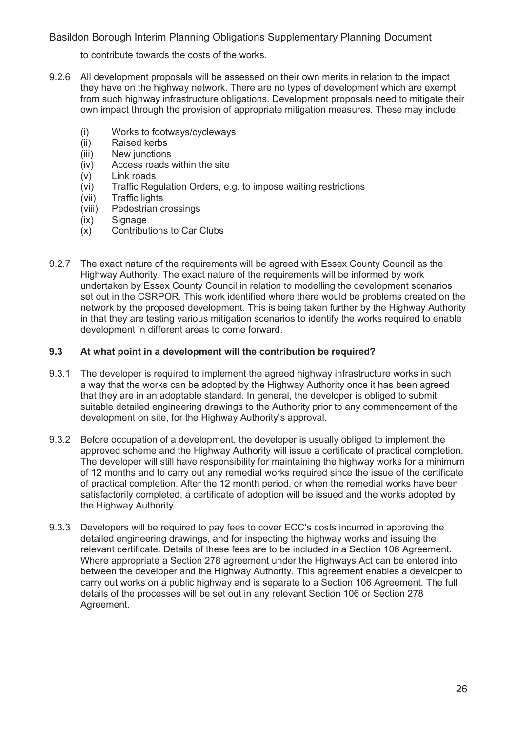to contribute towards the costs of the works.

9.2.6 All development proposals will be assessed on their own merits in relation to the impact they have on the highway network. There are no types of development which are exempt from such highway infrastructure obligations. Development proposals need to mitigate their own impact through the provision of appropriate mitigation measures. These may include:

- (i) Works to footways/cycleways
- (ii) Raised kerbs
- (iii) New junctions
- (iv) Access roads within the site
- (v) Link roads
- (vi) Traffic Regulation Orders, e.g. to impose waiting restrictions
- (vii) Traffic lights
- (viii) Pedestrian crossings
- (ix) Signage
- (x) Contributions to Car Clubs

9.2.7 The exact nature of the requirements will be agreed with Essex County Council as the Highway Authority. The exact nature of the requirements will be informed by work undertaken by Essex County Council in relation to modelling the development scenarios set out in the CSRPOR. This work identified where there would be problems created on the network by the proposed development. This is being taken further by the Highway Authority in that they are testing various mitigation scenarios to identify the works required to enable development in different areas to come forward.

### 9.3 At what point in a development will the contribution be required?

9.3.1 The developer is required to implement the agreed highway infrastructure works in such a way that the works can be adopted by the Highway Authority once it has been agreed that they are in an adoptable standard. In general, the developer is obliged to submit suitable detailed engineering drawings to the Authority prior to any commencement of the development on site, for the Highway Authority's approval.

9.3.2 Before occupation of a development, the developer is usually obliged to implement the approved scheme and the Highway Authority will issue a certificate of practical completion. The developer will still have responsibility for maintaining the highway works for a minimum of 12 months and to carry out any remedial works required since the issue of the certificate of practical completion. After the 12 month period, or when the remedial works have been satisfactorily completed, a certificate of adoption will be issued and the works adopted by the Highway Authority.

9.3.3 Developers will be required to pay fees to cover ECC's costs incurred in approving the detailed engineering drawings, and for inspecting the highway works and issuing the relevant certificate. Details of these fees are to be included in a Section 106 Agreement. Where appropriate a Section 278 agreement under the Highways Act can be entered into between the developer and the Highway Authority. This agreement enables a developer to carry out works on a public highway and is separate to a Section 106 Agreement. The full details of the processes will be set out in any relevant Section 106 or Section 278 Agreement.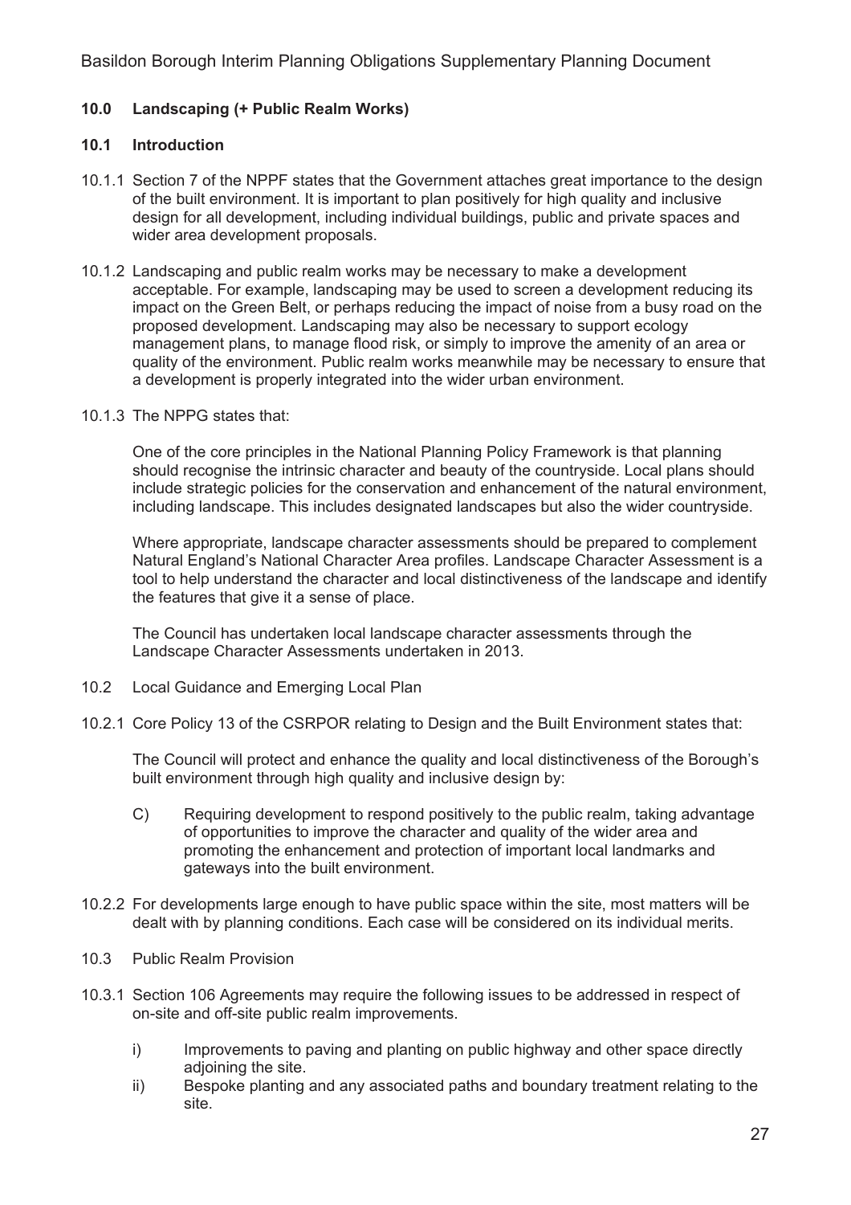## 10.0 Landscaping (+ Public Realm Works)

### 10.1 Introduction

10.1.1 Section 7 of the NPPF states that the Government attaches great importance to the design of the built environment. It is important to plan positively for high quality and inclusive design for all development, including individual buildings, public and private spaces and wider area development proposals.

10.1.2 Landscaping and public realm works may be necessary to make a development acceptable. For example, landscaping may be used to screen a development reducing its impact on the Green Belt, or perhaps reducing the impact of noise from a busy road on the proposed development. Landscaping may also be necessary to support ecology management plans, to manage flood risk, or simply to improve the amenity of an area or quality of the environment. Public realm works meanwhile may be necessary to ensure that a development is properly integrated into the wider urban environment.

10.1.3 The NPPG states that:

> One of the core principles in the National Planning Policy Framework is that planning should recognise the intrinsic character and beauty of the countryside. Local plans should include strategic policies for the conservation and enhancement of the natural environment, including landscape. This includes designated landscapes but also the wider countryside.
>
> Where appropriate, landscape character assessments should be prepared to complement Natural England's National Character Area profiles. Landscape Character Assessment is a tool to help understand the character and local distinctiveness of the landscape and identify the features that give it a sense of place.

The Council has undertaken local landscape character assessments through the Landscape Character Assessments undertaken in 2013.

### 10.2 Local Guidance and Emerging Local Plan

10.2.1 Core Policy 13 of the CSRPOR relating to Design and the Built Environment states that:

> The Council will protect and enhance the quality and local distinctiveness of the Borough's built environment through high quality and inclusive design by:
>
> C) Requiring development to respond positively to the public realm, taking advantage of opportunities to improve the character and quality of the wider area and promoting the enhancement and protection of important local landmarks and gateways into the built environment.

10.2.2 For developments large enough to have public space within the site, most matters will be dealt with by planning conditions. Each case will be considered on its individual merits.

### 10.3 Public Realm Provision

10.3.1 Section 106 Agreements may require the following issues to be addressed in respect of on-site and off-site public realm improvements.

- i) Improvements to paving and planting on public highway and other space directly adjoining the site.
- ii) Bespoke planting and any associated paths and boundary treatment relating to the site.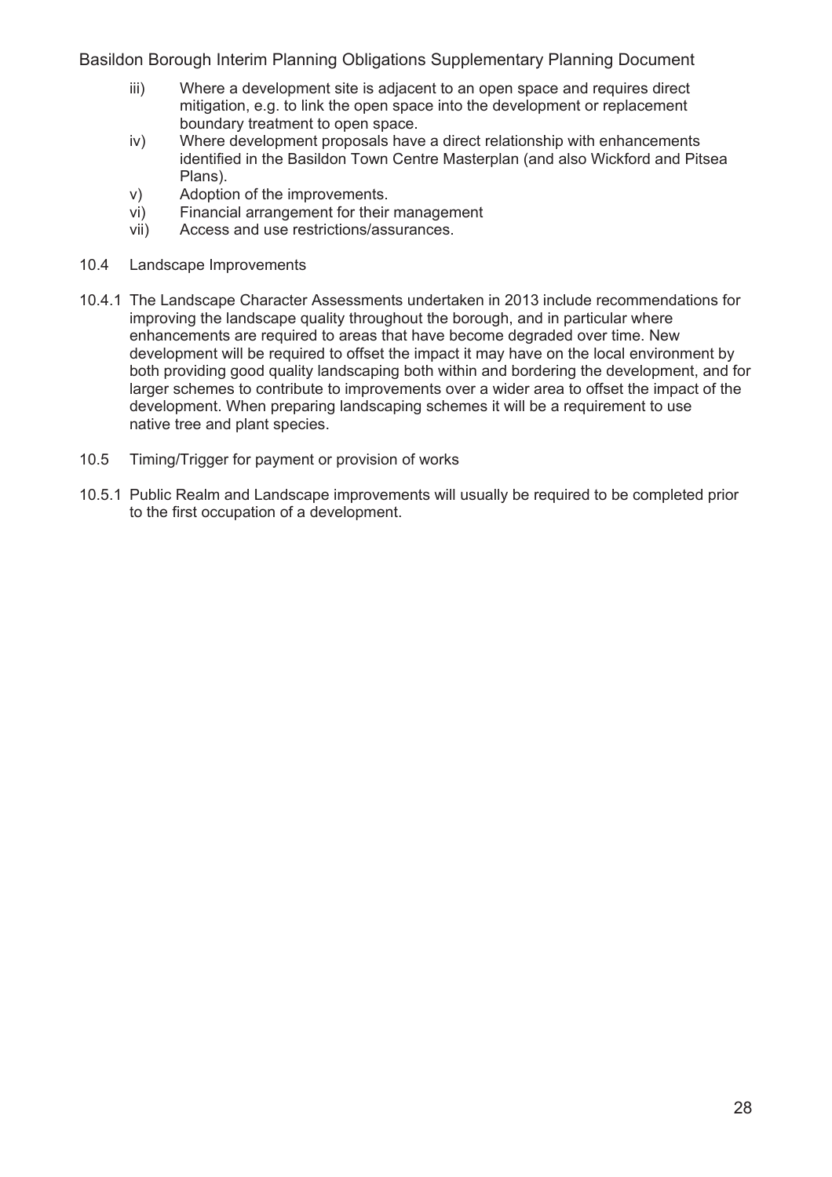iii) Where a development site is adjacent to an open space and requires direct mitigation, e.g. to link the open space into the development or replacement boundary treatment to open space.
iv) Where development proposals have a direct relationship with enhancements identified in the Basildon Town Centre Masterplan (and also Wickford and Pitsea Plans).
v) Adoption of the improvements.
vi) Financial arrangement for their management
vii) Access and use restrictions/assurances.

## 10.4 Landscape Improvements

10.4.1 The Landscape Character Assessments undertaken in 2013 include recommendations for improving the landscape quality throughout the borough, and in particular where enhancements are required to areas that have become degraded over time. New development will be required to offset the impact it may have on the local environment by both providing good quality landscaping both within and bordering the development, and for larger schemes to contribute to improvements over a wider area to offset the impact of the development. When preparing landscaping schemes it will be a requirement to use native tree and plant species.

## 10.5 Timing/Trigger for payment or provision of works

10.5.1 Public Realm and Landscape improvements will usually be required to be completed prior to the first occupation of a development.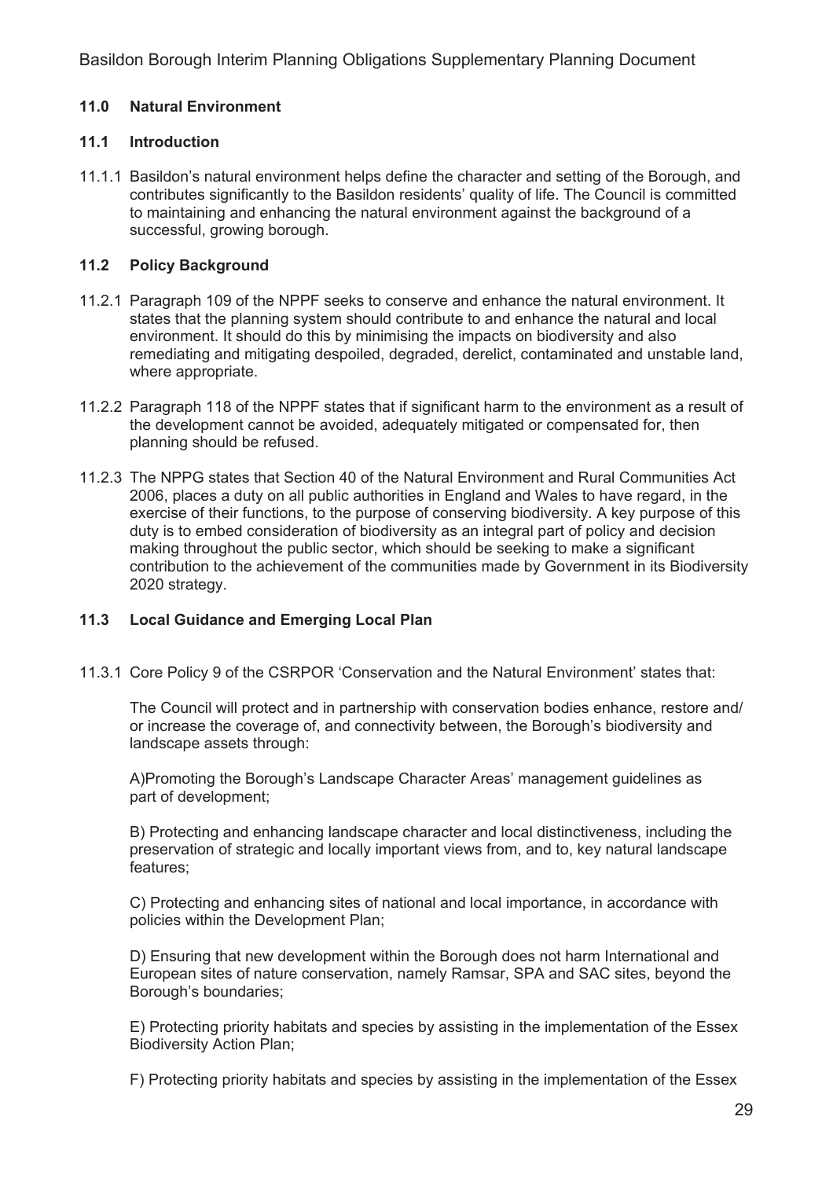## 11.0 Natural Environment

### 11.1 Introduction

11.1.1 Basildon's natural environment helps define the character and setting of the Borough, and contributes significantly to the Basildon residents' quality of life. The Council is committed to maintaining and enhancing the natural environment against the background of a successful, growing borough.

### 11.2 Policy Background

11.2.1 Paragraph 109 of the NPPF seeks to conserve and enhance the natural environment. It states that the planning system should contribute to and enhance the natural and local environment. It should do this by minimising the impacts on biodiversity and also remediating and mitigating despoiled, degraded, derelict, contaminated and unstable land, where appropriate.

11.2.2 Paragraph 118 of the NPPF states that if significant harm to the environment as a result of the development cannot be avoided, adequately mitigated or compensated for, then planning should be refused.

11.2.3 The NPPG states that Section 40 of the Natural Environment and Rural Communities Act 2006, places a duty on all public authorities in England and Wales to have regard, in the exercise of their functions, to the purpose of conserving biodiversity. A key purpose of this duty is to embed consideration of biodiversity as an integral part of policy and decision making throughout the public sector, which should be seeking to make a significant contribution to the achievement of the communities made by Government in its Biodiversity 2020 strategy.

### 11.3 Local Guidance and Emerging Local Plan

11.3.1 Core Policy 9 of the CSRPOR 'Conservation and the Natural Environment' states that:

The Council will protect and in partnership with conservation bodies enhance, restore and/ or increase the coverage of, and connectivity between, the Borough's biodiversity and landscape assets through:

A)Promoting the Borough's Landscape Character Areas' management guidelines as part of development;

B) Protecting and enhancing landscape character and local distinctiveness, including the preservation of strategic and locally important views from, and to, key natural landscape features;

C) Protecting and enhancing sites of national and local importance, in accordance with policies within the Development Plan;

D) Ensuring that new development within the Borough does not harm International and European sites of nature conservation, namely Ramsar, SPA and SAC sites, beyond the Borough's boundaries;

E) Protecting priority habitats and species by assisting in the implementation of the Essex Biodiversity Action Plan;

F) Protecting priority habitats and species by assisting in the implementation of the Essex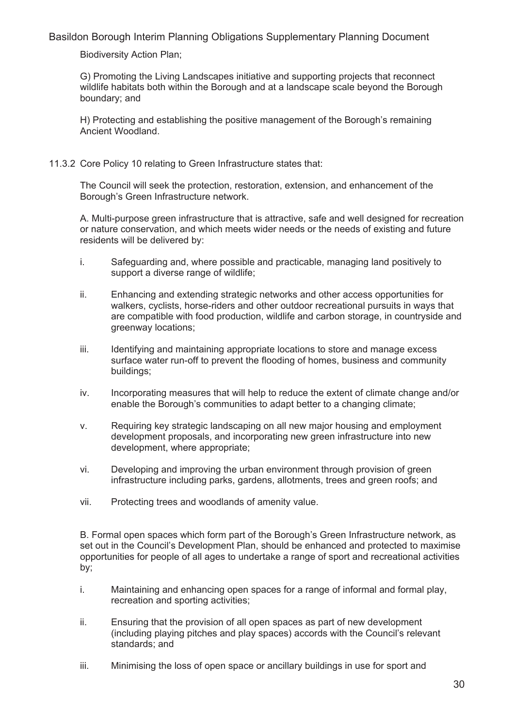Biodiversity Action Plan;

G) Promoting the Living Landscapes initiative and supporting projects that reconnect wildlife habitats both within the Borough and at a landscape scale beyond the Borough boundary; and

H) Protecting and establishing the positive management of the Borough's remaining Ancient Woodland.

11.3.2 Core Policy 10 relating to Green Infrastructure states that:

The Council will seek the protection, restoration, extension, and enhancement of the Borough's Green Infrastructure network.

A. Multi-purpose green infrastructure that is attractive, safe and well designed for recreation or nature conservation, and which meets wider needs or the needs of existing and future residents will be delivered by:

i. Safeguarding and, where possible and practicable, managing land positively to support a diverse range of wildlife;

ii. Enhancing and extending strategic networks and other access opportunities for walkers, cyclists, horse-riders and other outdoor recreational pursuits in ways that are compatible with food production, wildlife and carbon storage, in countryside and greenway locations;

iii. Identifying and maintaining appropriate locations to store and manage excess surface water run-off to prevent the flooding of homes, business and community buildings;

iv. Incorporating measures that will help to reduce the extent of climate change and/or enable the Borough's communities to adapt better to a changing climate;

v. Requiring key strategic landscaping on all new major housing and employment development proposals, and incorporating new green infrastructure into new development, where appropriate;

vi. Developing and improving the urban environment through provision of green infrastructure including parks, gardens, allotments, trees and green roofs; and

vii. Protecting trees and woodlands of amenity value.

B. Formal open spaces which form part of the Borough's Green Infrastructure network, as set out in the Council's Development Plan, should be enhanced and protected to maximise opportunities for people of all ages to undertake a range of sport and recreational activities by;

i. Maintaining and enhancing open spaces for a range of informal and formal play, recreation and sporting activities;

ii. Ensuring that the provision of all open spaces as part of new development (including playing pitches and play spaces) accords with the Council's relevant standards; and

iii. Minimising the loss of open space or ancillary buildings in use for sport and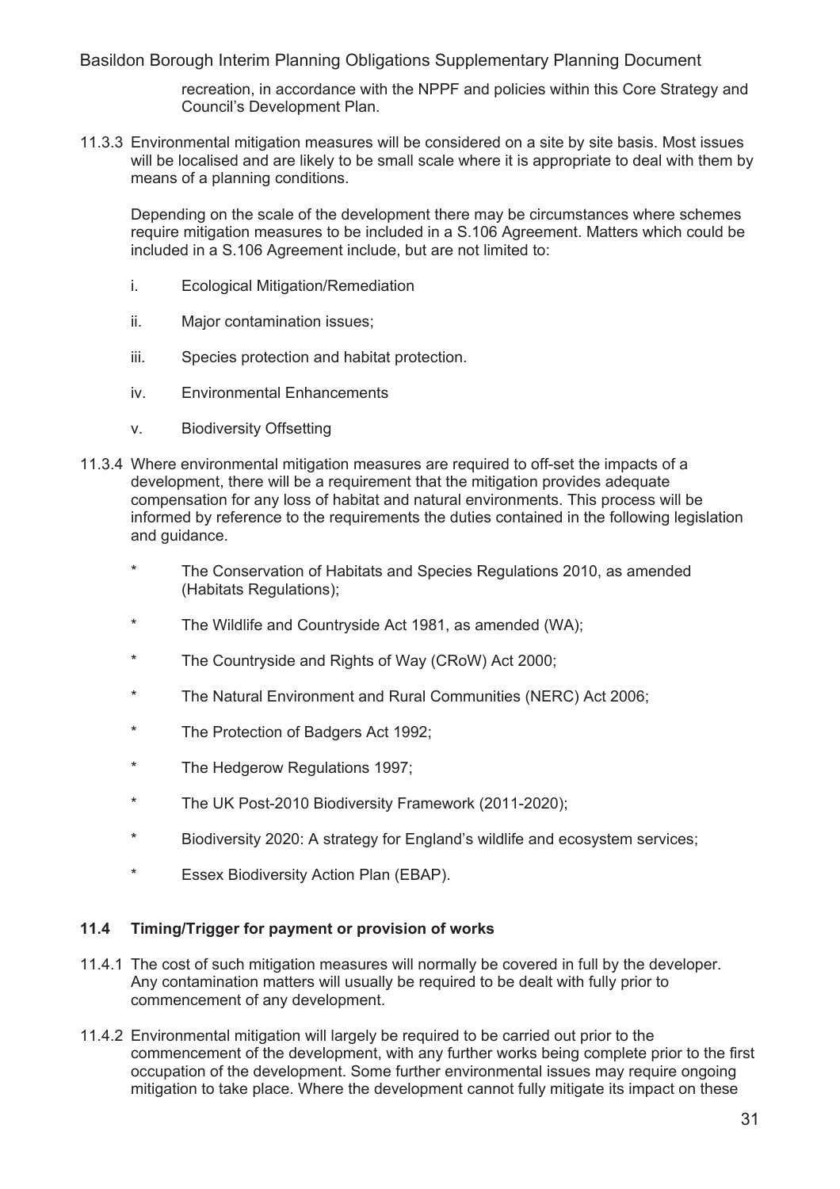recreation, in accordance with the NPPF and policies within this Core Strategy and Council's Development Plan.

11.3.3 Environmental mitigation measures will be considered on a site by site basis. Most issues will be localised and are likely to be small scale where it is appropriate to deal with them by means of a planning conditions.

Depending on the scale of the development there may be circumstances where schemes require mitigation measures to be included in a S.106 Agreement. Matters which could be included in a S.106 Agreement include, but are not limited to:

i. Ecological Mitigation/Remediation

ii. Major contamination issues;

iii. Species protection and habitat protection.

iv. Environmental Enhancements

v. Biodiversity Offsetting

11.3.4 Where environmental mitigation measures are required to off-set the impacts of a development, there will be a requirement that the mitigation provides adequate compensation for any loss of habitat and natural environments. This process will be informed by reference to the requirements the duties contained in the following legislation and guidance.

- The Conservation of Habitats and Species Regulations 2010, as amended (Habitats Regulations);
- The Wildlife and Countryside Act 1981, as amended (WA);
- The Countryside and Rights of Way (CRoW) Act 2000;
- The Natural Environment and Rural Communities (NERC) Act 2006;
- The Protection of Badgers Act 1992;
- The Hedgerow Regulations 1997;
- The UK Post-2010 Biodiversity Framework (2011-2020);
- Biodiversity 2020: A strategy for England's wildlife and ecosystem services;
- Essex Biodiversity Action Plan (EBAP).

### 11.4 Timing/Trigger for payment or provision of works

11.4.1 The cost of such mitigation measures will normally be covered in full by the developer. Any contamination matters will usually be required to be dealt with fully prior to commencement of any development.

11.4.2 Environmental mitigation will largely be required to be carried out prior to the commencement of the development, with any further works being complete prior to the first occupation of the development. Some further environmental issues may require ongoing mitigation to take place. Where the development cannot fully mitigate its impact on these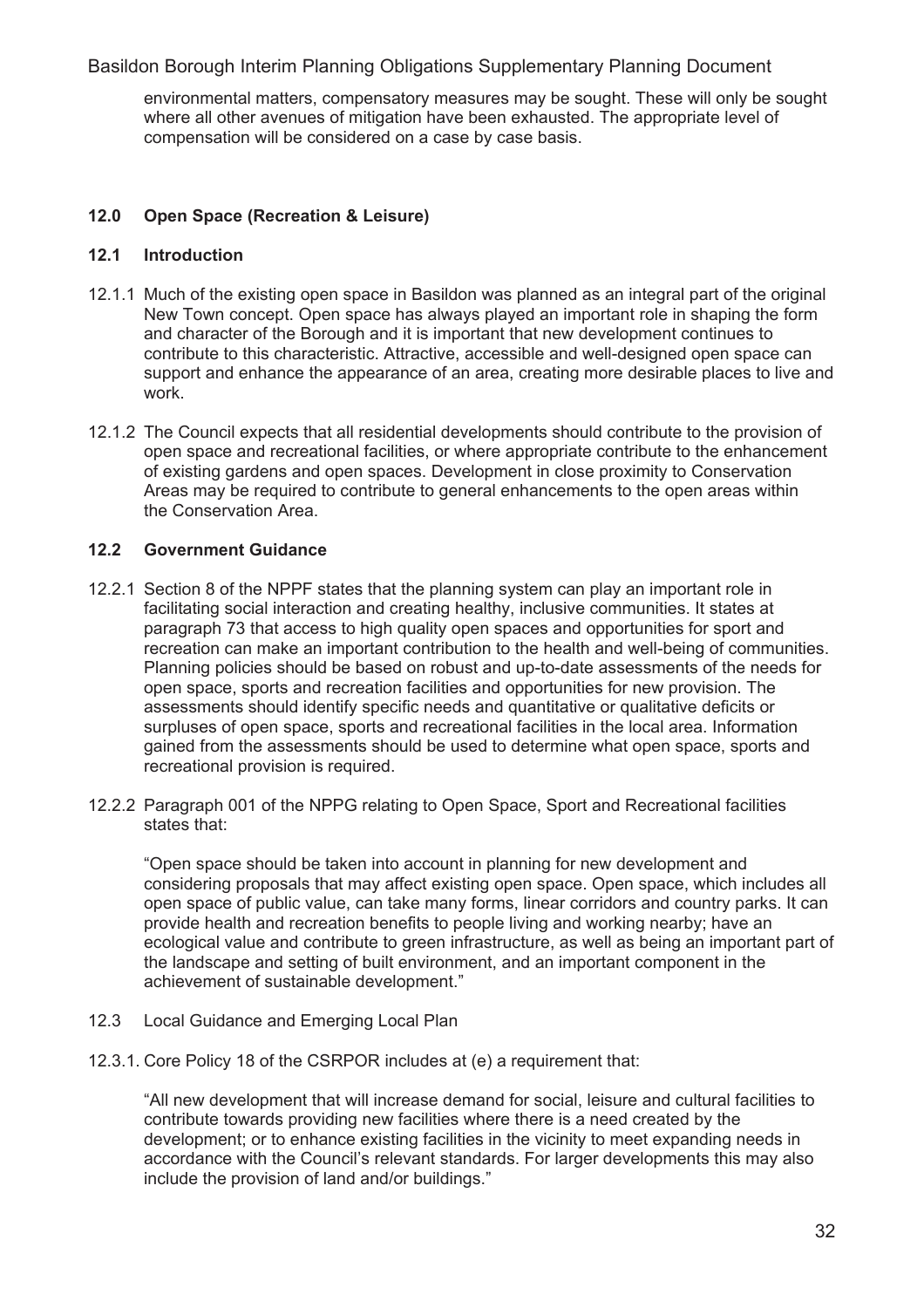environmental matters, compensatory measures may be sought. These will only be sought where all other avenues of mitigation have been exhausted. The appropriate level of compensation will be considered on a case by case basis.

## 12.0 Open Space (Recreation & Leisure)

### 12.1 Introduction

12.1.1 Much of the existing open space in Basildon was planned as an integral part of the original New Town concept. Open space has always played an important role in shaping the form and character of the Borough and it is important that new development continues to contribute to this characteristic. Attractive, accessible and well-designed open space can support and enhance the appearance of an area, creating more desirable places to live and work.

12.1.2 The Council expects that all residential developments should contribute to the provision of open space and recreational facilities, or where appropriate contribute to the enhancement of existing gardens and open spaces. Development in close proximity to Conservation Areas may be required to contribute to general enhancements to the open areas within the Conservation Area.

### 12.2 Government Guidance

12.2.1 Section 8 of the NPPF states that the planning system can play an important role in facilitating social interaction and creating healthy, inclusive communities. It states at paragraph 73 that access to high quality open spaces and opportunities for sport and recreation can make an important contribution to the health and well-being of communities. Planning policies should be based on robust and up-to-date assessments of the needs for open space, sports and recreation facilities and opportunities for new provision. The assessments should identify specific needs and quantitative or qualitative deficits or surpluses of open space, sports and recreational facilities in the local area. Information gained from the assessments should be used to determine what open space, sports and recreational provision is required.

12.2.2 Paragraph 001 of the NPPG relating to Open Space, Sport and Recreational facilities states that:

> "Open space should be taken into account in planning for new development and considering proposals that may affect existing open space. Open space, which includes all open space of public value, can take many forms, linear corridors and country parks. It can provide health and recreation benefits to people living and working nearby; have an ecological value and contribute to green infrastructure, as well as being an important part of the landscape and setting of built environment, and an important component in the achievement of sustainable development."

12.3 Local Guidance and Emerging Local Plan

12.3.1. Core Policy 18 of the CSRPOR includes at (e) a requirement that:

> "All new development that will increase demand for social, leisure and cultural facilities to contribute towards providing new facilities where there is a need created by the development; or to enhance existing facilities in the vicinity to meet expanding needs in accordance with the Council's relevant standards. For larger developments this may also include the provision of land and/or buildings."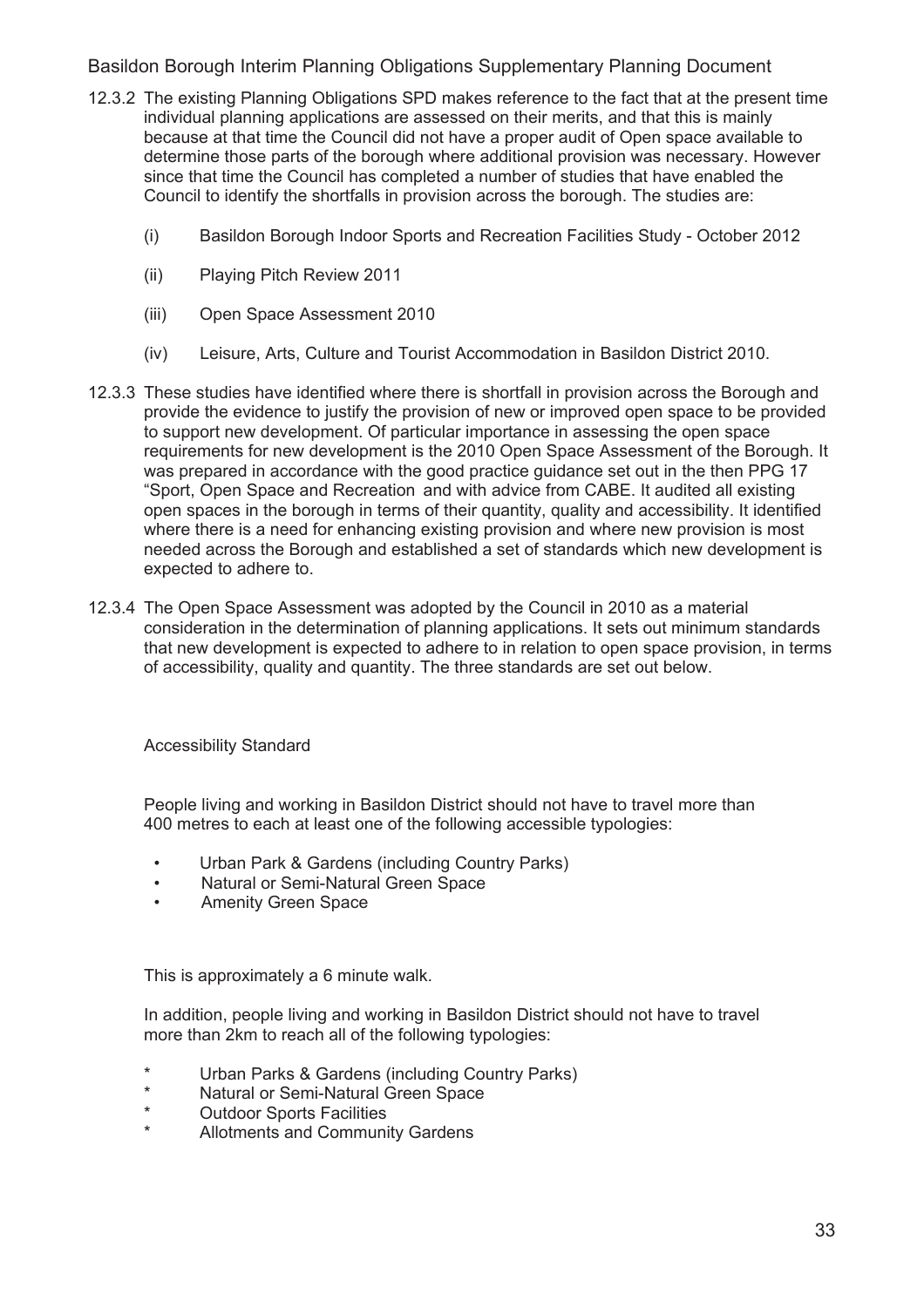12.3.2 The existing Planning Obligations SPD makes reference to the fact that at the present time individual planning applications are assessed on their merits, and that this is mainly because at that time the Council did not have a proper audit of Open space available to determine those parts of the borough where additional provision was necessary. However since that time the Council has completed a number of studies that have enabled the Council to identify the shortfalls in provision across the borough. The studies are:

(i) Basildon Borough Indoor Sports and Recreation Facilities Study - October 2012

(ii) Playing Pitch Review 2011

(iii) Open Space Assessment 2010

(iv) Leisure, Arts, Culture and Tourist Accommodation in Basildon District 2010.

12.3.3 These studies have identified where there is shortfall in provision across the Borough and provide the evidence to justify the provision of new or improved open space to be provided to support new development. Of particular importance in assessing the open space requirements for new development is the 2010 Open Space Assessment of the Borough. It was prepared in accordance with the good practice guidance set out in the then PPG 17 "Sport, Open Space and Recreation and with advice from CABE. It audited all existing open spaces in the borough in terms of their quantity, quality and accessibility. It identified where there is a need for enhancing existing provision and where new provision is most needed across the Borough and established a set of standards which new development is expected to adhere to.

12.3.4 The Open Space Assessment was adopted by the Council in 2010 as a material consideration in the determination of planning applications. It sets out minimum standards that new development is expected to adhere to in relation to open space provision, in terms of accessibility, quality and quantity. The three standards are set out below.

Accessibility Standard

People living and working in Basildon District should not have to travel more than 400 metres to each at least one of the following accessible typologies:

- Urban Park & Gardens (including Country Parks)
- Natural or Semi-Natural Green Space
- Amenity Green Space

This is approximately a 6 minute walk.

In addition, people living and working in Basildon District should not have to travel more than 2km to reach all of the following typologies:

- Urban Parks & Gardens (including Country Parks)
- Natural or Semi-Natural Green Space
- Outdoor Sports Facilities
- Allotments and Community Gardens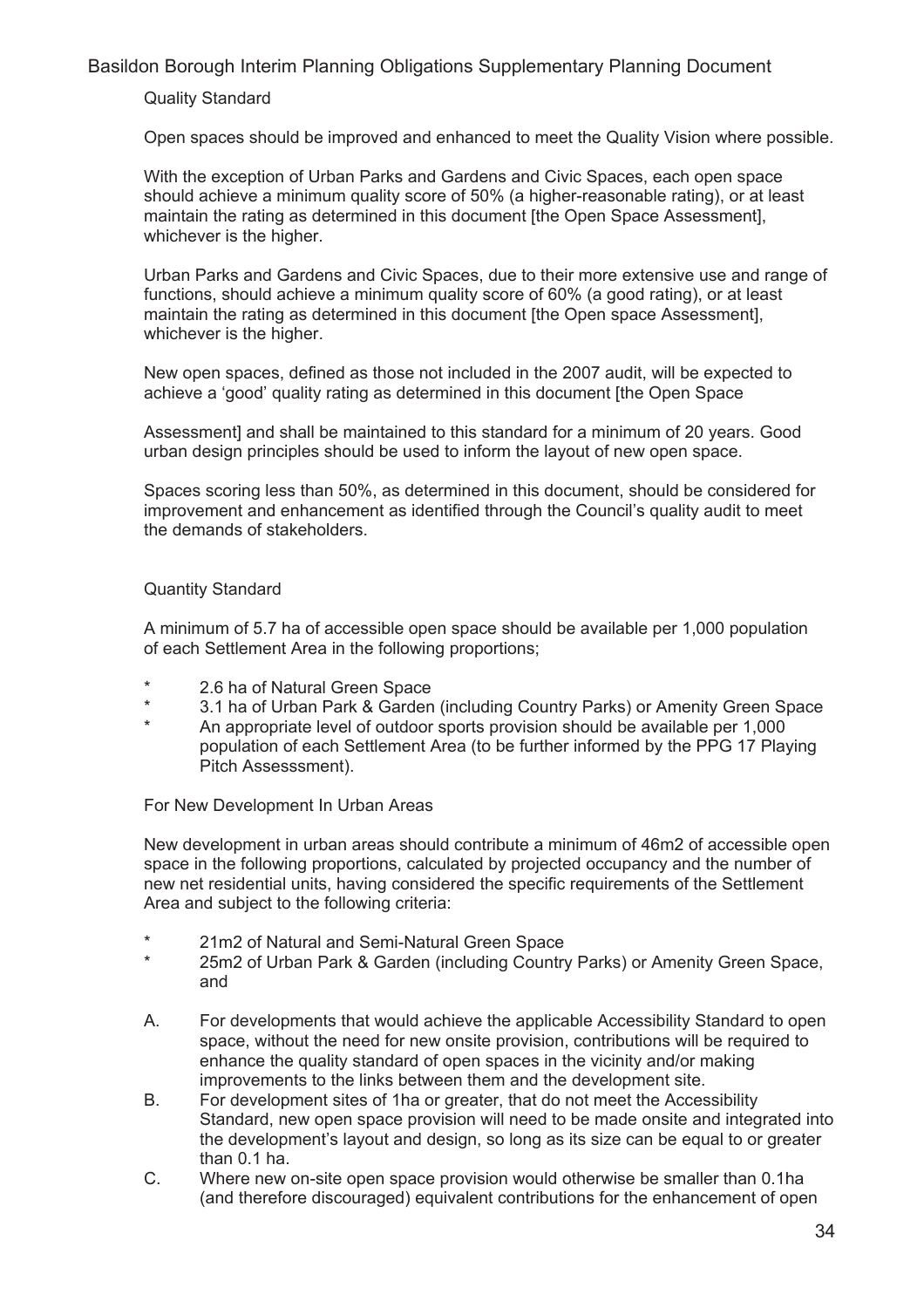Quality Standard

Open spaces should be improved and enhanced to meet the Quality Vision where possible.

With the exception of Urban Parks and Gardens and Civic Spaces, each open space should achieve a minimum quality score of 50% (a higher-reasonable rating), or at least maintain the rating as determined in this document [the Open Space Assessment], whichever is the higher.

Urban Parks and Gardens and Civic Spaces, due to their more extensive use and range of functions, should achieve a minimum quality score of 60% (a good rating), or at least maintain the rating as determined in this document [the Open space Assessment], whichever is the higher.

New open spaces, defined as those not included in the 2007 audit, will be expected to achieve a 'good' quality rating as determined in this document [the Open Space

Assessment] and shall be maintained to this standard for a minimum of 20 years. Good urban design principles should be used to inform the layout of new open space.

Spaces scoring less than 50%, as determined in this document, should be considered for improvement and enhancement as identified through the Council's quality audit to meet the demands of stakeholders.

Quantity Standard

A minimum of 5.7 ha of accessible open space should be available per 1,000 population of each Settlement Area in the following proportions;

- 2.6 ha of Natural Green Space
- 3.1 ha of Urban Park & Garden (including Country Parks) or Amenity Green Space
- An appropriate level of outdoor sports provision should be available per 1,000 population of each Settlement Area (to be further informed by the PPG 17 Playing Pitch Assesssment).

For New Development In Urban Areas

New development in urban areas should contribute a minimum of 46m2 of accessible open space in the following proportions, calculated by projected occupancy and the number of new net residential units, having considered the specific requirements of the Settlement Area and subject to the following criteria:

- 21m2 of Natural and Semi-Natural Green Space
- 25m2 of Urban Park & Garden (including Country Parks) or Amenity Green Space, and

A. For developments that would achieve the applicable Accessibility Standard to open space, without the need for new onsite provision, contributions will be required to enhance the quality standard of open spaces in the vicinity and/or making improvements to the links between them and the development site.

B. For development sites of 1ha or greater, that do not meet the Accessibility Standard, new open space provision will need to be made onsite and integrated into the development's layout and design, so long as its size can be equal to or greater than 0.1 ha.

C. Where new on-site open space provision would otherwise be smaller than 0.1ha (and therefore discouraged) equivalent contributions for the enhancement of open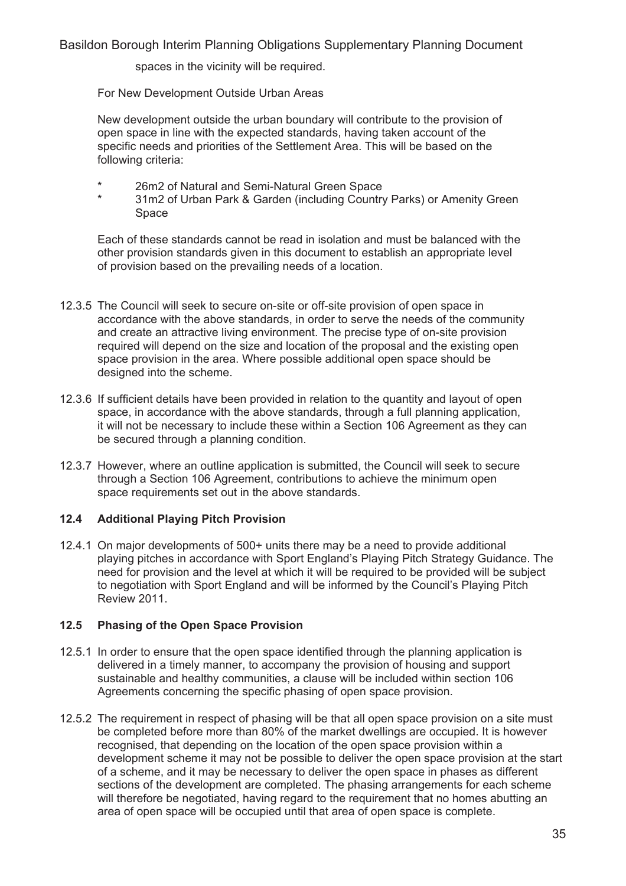spaces in the vicinity will be required.

For New Development Outside Urban Areas

New development outside the urban boundary will contribute to the provision of open space in line with the expected standards, having taken account of the specific needs and priorities of the Settlement Area. This will be based on the following criteria:

* 26m2 of Natural and Semi-Natural Green Space
* 31m2 of Urban Park & Garden (including Country Parks) or Amenity Green Space

Each of these standards cannot be read in isolation and must be balanced with the other provision standards given in this document to establish an appropriate level of provision based on the prevailing needs of a location.

12.3.5 The Council will seek to secure on-site or off-site provision of open space in accordance with the above standards, in order to serve the needs of the community and create an attractive living environment. The precise type of on-site provision required will depend on the size and location of the proposal and the existing open space provision in the area. Where possible additional open space should be designed into the scheme.

12.3.6 If sufficient details have been provided in relation to the quantity and layout of open space, in accordance with the above standards, through a full planning application, it will not be necessary to include these within a Section 106 Agreement as they can be secured through a planning condition.

12.3.7 However, where an outline application is submitted, the Council will seek to secure through a Section 106 Agreement, contributions to achieve the minimum open space requirements set out in the above standards.

### 12.4 Additional Playing Pitch Provision

12.4.1 On major developments of 500+ units there may be a need to provide additional playing pitches in accordance with Sport England's Playing Pitch Strategy Guidance. The need for provision and the level at which it will be required to be provided will be subject to negotiation with Sport England and will be informed by the Council's Playing Pitch Review 2011.

### 12.5 Phasing of the Open Space Provision

12.5.1 In order to ensure that the open space identified through the planning application is delivered in a timely manner, to accompany the provision of housing and support sustainable and healthy communities, a clause will be included within section 106 Agreements concerning the specific phasing of open space provision.

12.5.2 The requirement in respect of phasing will be that all open space provision on a site must be completed before more than 80% of the market dwellings are occupied. It is however recognised, that depending on the location of the open space provision within a development scheme it may not be possible to deliver the open space provision at the start of a scheme, and it may be necessary to deliver the open space in phases as different sections of the development are completed. The phasing arrangements for each scheme will therefore be negotiated, having regard to the requirement that no homes abutting an area of open space will be occupied until that area of open space is complete.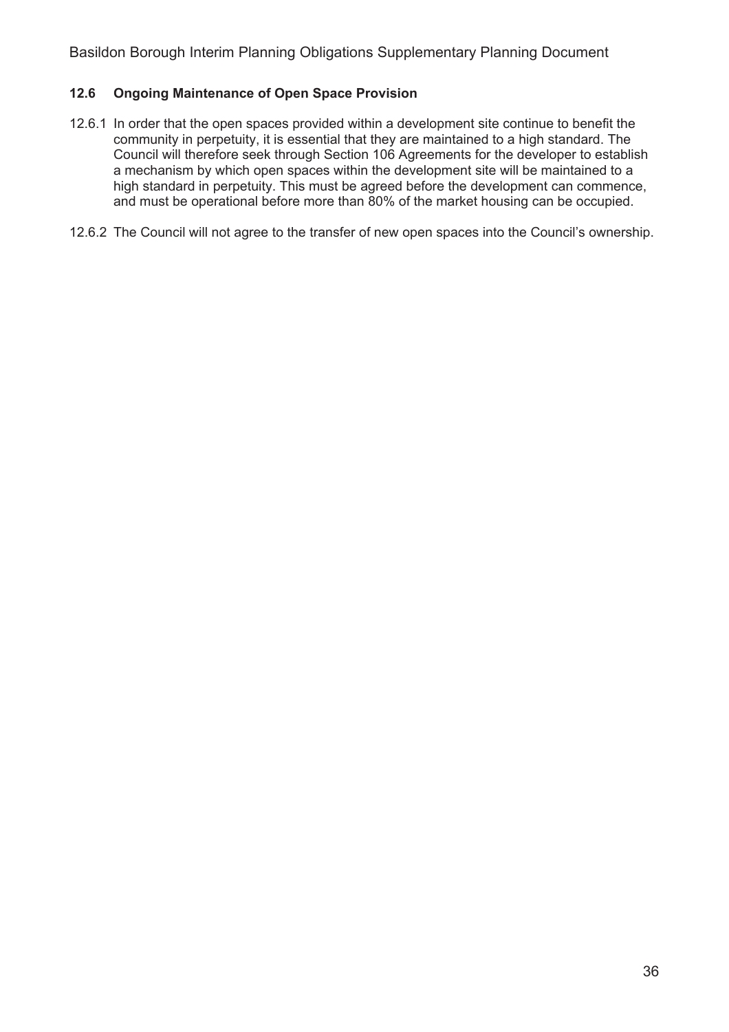### 12.6 Ongoing Maintenance of Open Space Provision

12.6.1 In order that the open spaces provided within a development site continue to benefit the community in perpetuity, it is essential that they are maintained to a high standard. The Council will therefore seek through Section 106 Agreements for the developer to establish a mechanism by which open spaces within the development site will be maintained to a high standard in perpetuity. This must be agreed before the development can commence, and must be operational before more than 80% of the market housing can be occupied.

12.6.2 The Council will not agree to the transfer of new open spaces into the Council's ownership.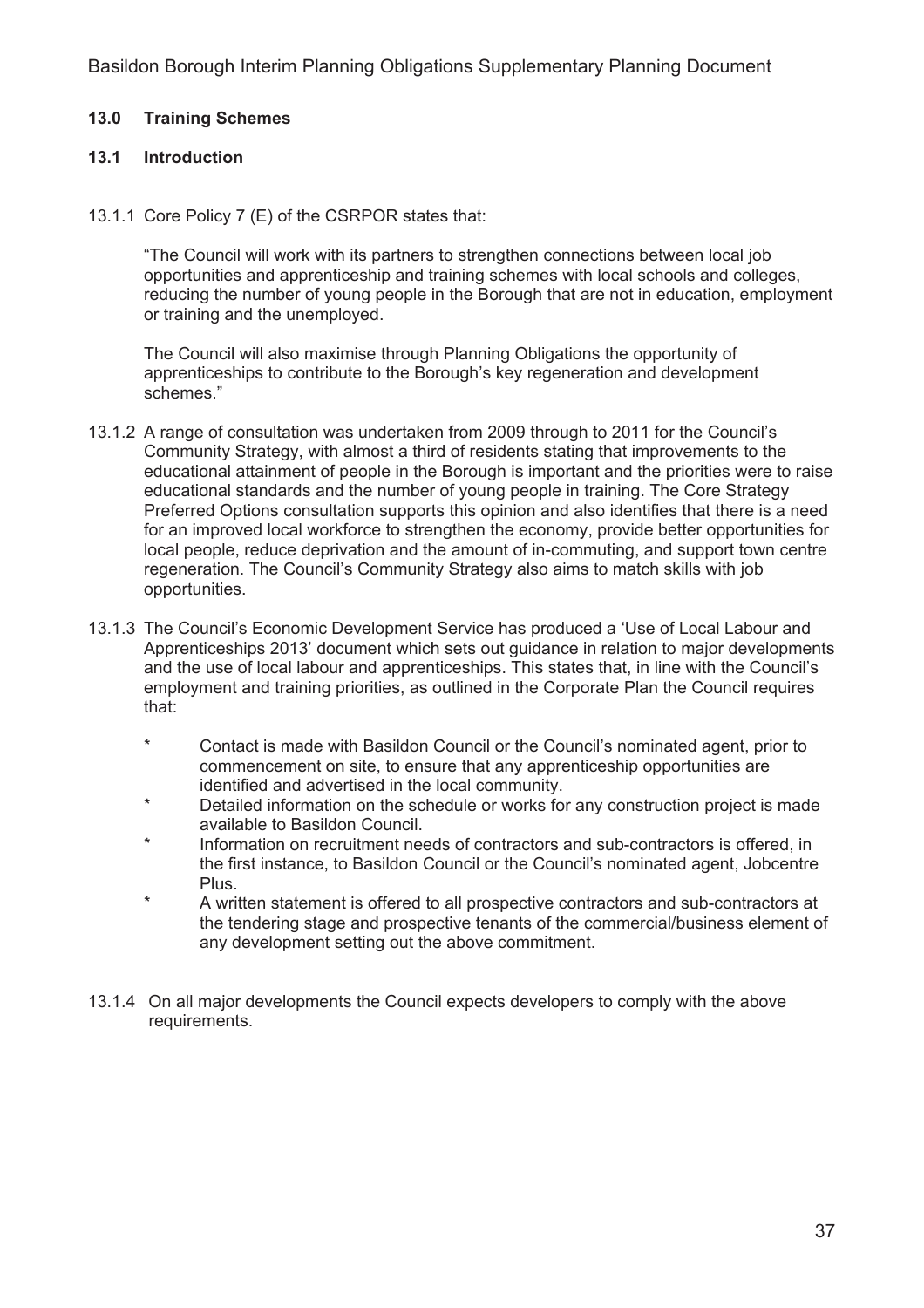## 13.0 Training Schemes

### 13.1 Introduction

13.1.1 Core Policy 7 (E) of the CSRPOR states that:

> "The Council will work with its partners to strengthen connections between local job opportunities and apprenticeship and training schemes with local schools and colleges, reducing the number of young people in the Borough that are not in education, employment or training and the unemployed.
>
> The Council will also maximise through Planning Obligations the opportunity of apprenticeships to contribute to the Borough's key regeneration and development schemes."

13.1.2 A range of consultation was undertaken from 2009 through to 2011 for the Council's Community Strategy, with almost a third of residents stating that improvements to the educational attainment of people in the Borough is important and the priorities were to raise educational standards and the number of young people in training. The Core Strategy Preferred Options consultation supports this opinion and also identifies that there is a need for an improved local workforce to strengthen the economy, provide better opportunities for local people, reduce deprivation and the amount of in-commuting, and support town centre regeneration. The Council's Community Strategy also aims to match skills with job opportunities.

13.1.3 The Council's Economic Development Service has produced a 'Use of Local Labour and Apprenticeships 2013' document which sets out guidance in relation to major developments and the use of local labour and apprenticeships. This states that, in line with the Council's employment and training priorities, as outlined in the Corporate Plan the Council requires that:

* Contact is made with Basildon Council or the Council's nominated agent, prior to commencement on site, to ensure that any apprenticeship opportunities are identified and advertised in the local community.
* Detailed information on the schedule or works for any construction project is made available to Basildon Council.
* Information on recruitment needs of contractors and sub-contractors is offered, in the first instance, to Basildon Council or the Council's nominated agent, Jobcentre Plus.
* A written statement is offered to all prospective contractors and sub-contractors at the tendering stage and prospective tenants of the commercial/business element of any development setting out the above commitment.

13.1.4 On all major developments the Council expects developers to comply with the above requirements.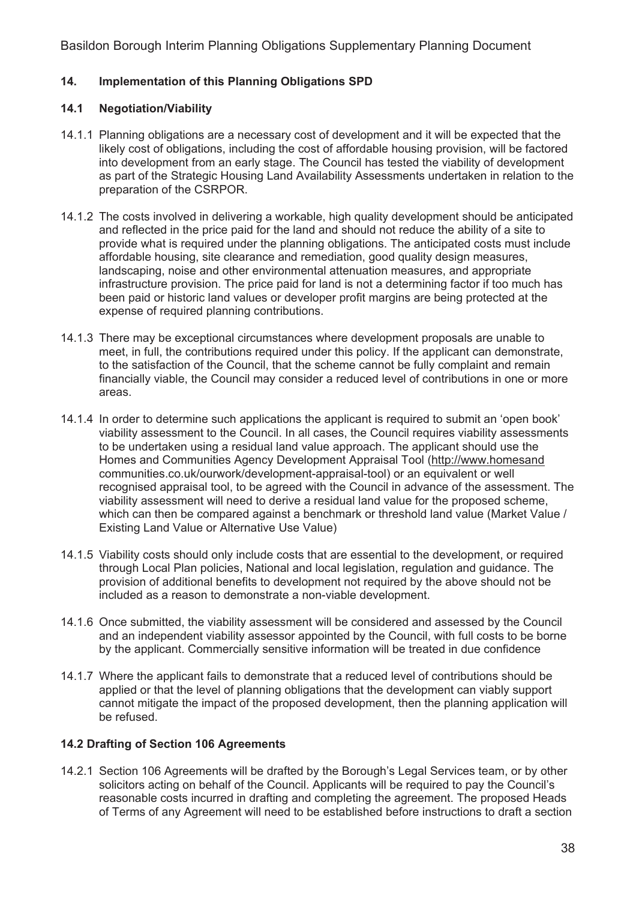## 14. Implementation of this Planning Obligations SPD

### 14.1 Negotiation/Viability

14.1.1 Planning obligations are a necessary cost of development and it will be expected that the likely cost of obligations, including the cost of affordable housing provision, will be factored into development from an early stage. The Council has tested the viability of development as part of the Strategic Housing Land Availability Assessments undertaken in relation to the preparation of the CSRPOR.

14.1.2 The costs involved in delivering a workable, high quality development should be anticipated and reflected in the price paid for the land and should not reduce the ability of a site to provide what is required under the planning obligations. The anticipated costs must include affordable housing, site clearance and remediation, good quality design measures, landscaping, noise and other environmental attenuation measures, and appropriate infrastructure provision. The price paid for land is not a determining factor if too much has been paid or historic land values or developer profit margins are being protected at the expense of required planning contributions.

14.1.3 There may be exceptional circumstances where development proposals are unable to meet, in full, the contributions required under this policy. If the applicant can demonstrate, to the satisfaction of the Council, that the scheme cannot be fully complaint and remain financially viable, the Council may consider a reduced level of contributions in one or more areas.

14.1.4 In order to determine such applications the applicant is required to submit an 'open book' viability assessment to the Council. In all cases, the Council requires viability assessments to be undertaken using a residual land value approach. The applicant should use the Homes and Communities Agency Development Appraisal Tool (http://www.homesand communities.co.uk/ourwork/development-appraisal-tool) or an equivalent or well recognised appraisal tool, to be agreed with the Council in advance of the assessment. The viability assessment will need to derive a residual land value for the proposed scheme, which can then be compared against a benchmark or threshold land value (Market Value / Existing Land Value or Alternative Use Value)

14.1.5 Viability costs should only include costs that are essential to the development, or required through Local Plan policies, National and local legislation, regulation and guidance. The provision of additional benefits to development not required by the above should not be included as a reason to demonstrate a non-viable development.

14.1.6 Once submitted, the viability assessment will be considered and assessed by the Council and an independent viability assessor appointed by the Council, with full costs to be borne by the applicant. Commercially sensitive information will be treated in due confidence

14.1.7 Where the applicant fails to demonstrate that a reduced level of contributions should be applied or that the level of planning obligations that the development can viably support cannot mitigate the impact of the proposed development, then the planning application will be refused.

### 14.2 Drafting of Section 106 Agreements

14.2.1 Section 106 Agreements will be drafted by the Borough's Legal Services team, or by other solicitors acting on behalf of the Council. Applicants will be required to pay the Council's reasonable costs incurred in drafting and completing the agreement. The proposed Heads of Terms of any Agreement will need to be established before instructions to draft a section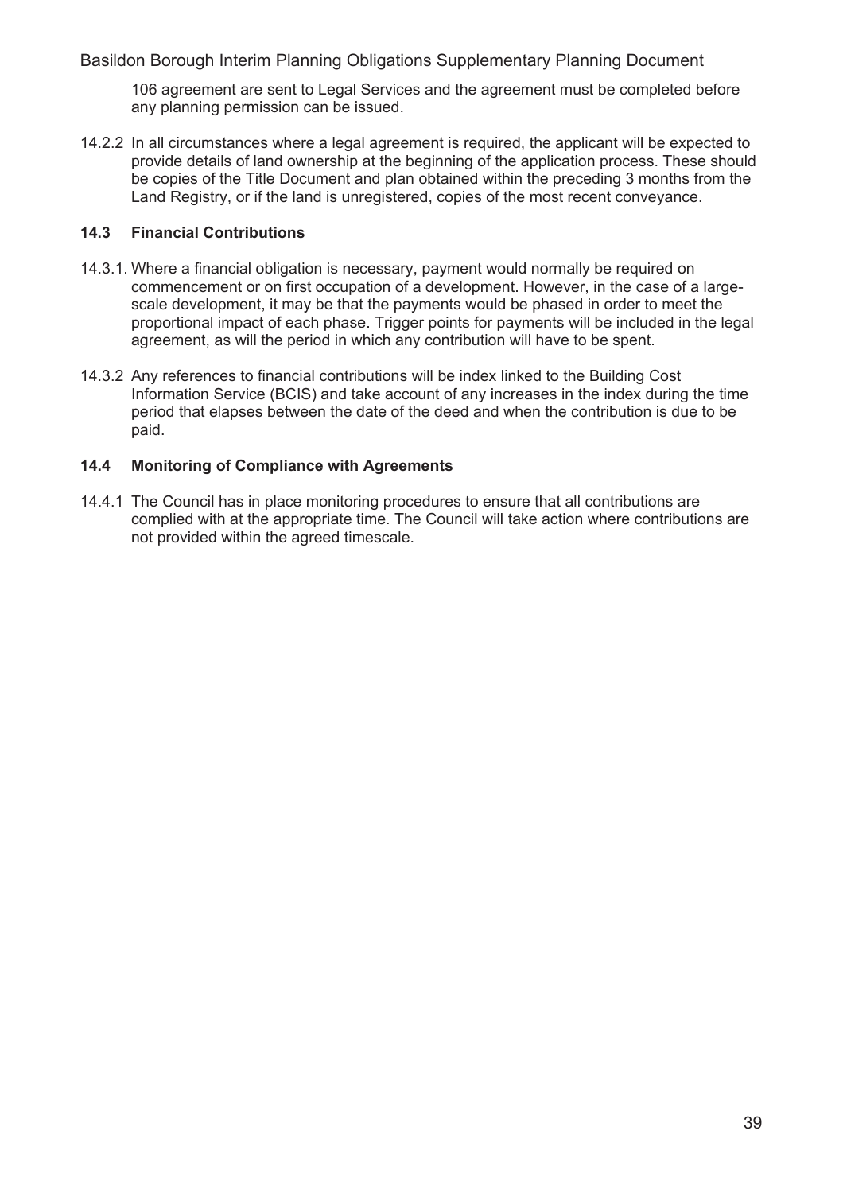106 agreement are sent to Legal Services and the agreement must be completed before any planning permission can be issued.

14.2.2 In all circumstances where a legal agreement is required, the applicant will be expected to provide details of land ownership at the beginning of the application process. These should be copies of the Title Document and plan obtained within the preceding 3 months from the Land Registry, or if the land is unregistered, copies of the most recent conveyance.

### 14.3 Financial Contributions

14.3.1. Where a financial obligation is necessary, payment would normally be required on commencement or on first occupation of a development. However, in the case of a large-scale development, it may be that the payments would be phased in order to meet the proportional impact of each phase. Trigger points for payments will be included in the legal agreement, as will the period in which any contribution will have to be spent.

14.3.2 Any references to financial contributions will be index linked to the Building Cost Information Service (BCIS) and take account of any increases in the index during the time period that elapses between the date of the deed and when the contribution is due to be paid.

### 14.4 Monitoring of Compliance with Agreements

14.4.1 The Council has in place monitoring procedures to ensure that all contributions are complied with at the appropriate time. The Council will take action where contributions are not provided within the agreed timescale.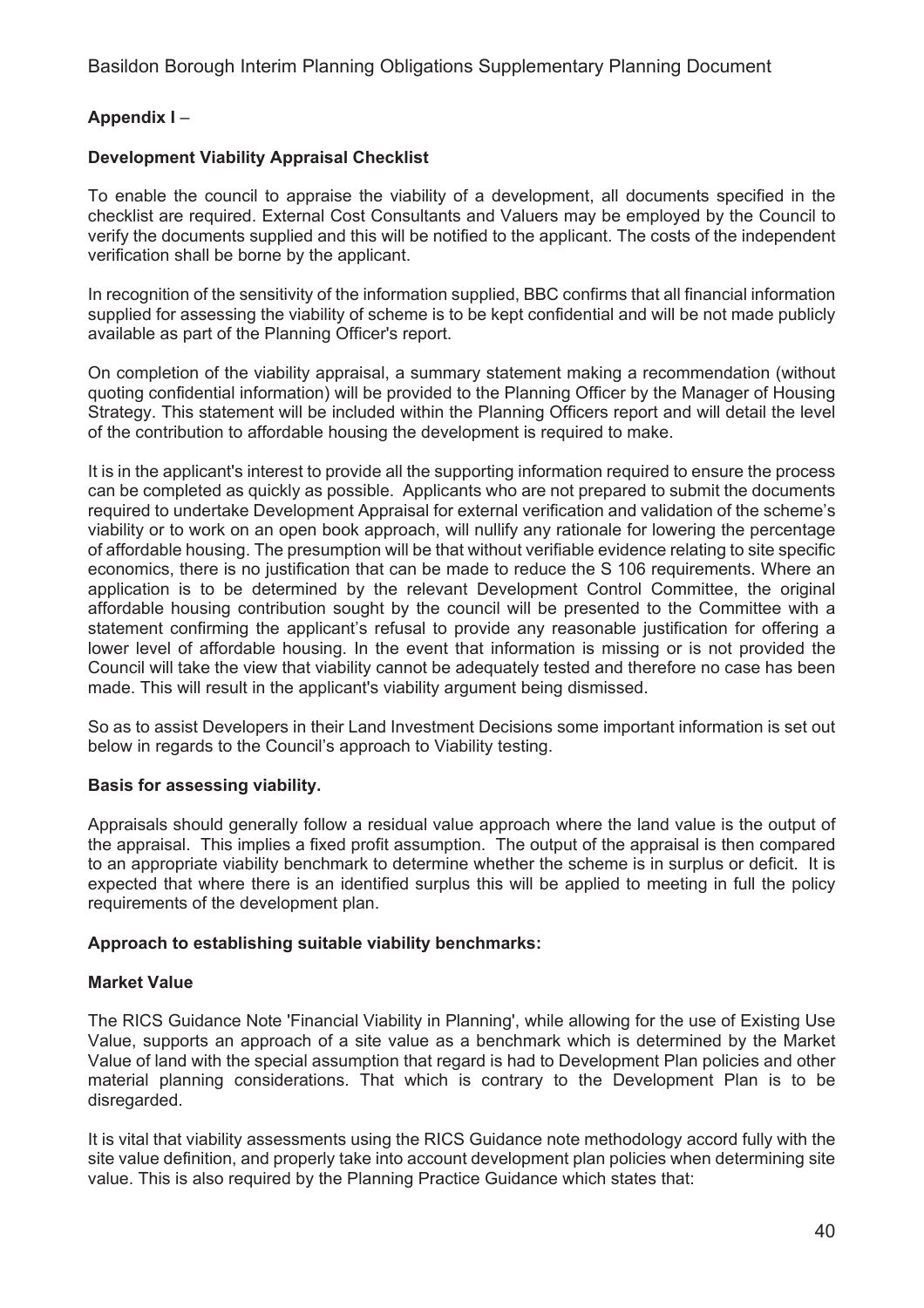## Appendix I –

### Development Viability Appraisal Checklist

To enable the council to appraise the viability of a development, all documents specified in the checklist are required. External Cost Consultants and Valuers may be employed by the Council to verify the documents supplied and this will be notified to the applicant. The costs of the independent verification shall be borne by the applicant.

In recognition of the sensitivity of the information supplied, BBC confirms that all financial information supplied for assessing the viability of scheme is to be kept confidential and will be not made publicly available as part of the Planning Officer's report.

On completion of the viability appraisal, a summary statement making a recommendation (without quoting confidential information) will be provided to the Planning Officer by the Manager of Housing Strategy. This statement will be included within the Planning Officers report and will detail the level of the contribution to affordable housing the development is required to make.

It is in the applicant's interest to provide all the supporting information required to ensure the process can be completed as quickly as possible. Applicants who are not prepared to submit the documents required to undertake Development Appraisal for external verification and validation of the scheme's viability or to work on an open book approach, will nullify any rationale for lowering the percentage of affordable housing. The presumption will be that without verifiable evidence relating to site specific economics, there is no justification that can be made to reduce the S 106 requirements. Where an application is to be determined by the relevant Development Control Committee, the original affordable housing contribution sought by the council will be presented to the Committee with a statement confirming the applicant's refusal to provide any reasonable justification for offering a lower level of affordable housing. In the event that information is missing or is not provided the Council will take the view that viability cannot be adequately tested and therefore no case has been made. This will result in the applicant's viability argument being dismissed.

So as to assist Developers in their Land Investment Decisions some important information is set out below in regards to the Council's approach to Viability testing.

### Basis for assessing viability.

Appraisals should generally follow a residual value approach where the land value is the output of the appraisal. This implies a fixed profit assumption. The output of the appraisal is then compared to an appropriate viability benchmark to determine whether the scheme is in surplus or deficit. It is expected that where there is an identified surplus this will be applied to meeting in full the policy requirements of the development plan.

### Approach to establishing suitable viability benchmarks:

### Market Value

The RICS Guidance Note 'Financial Viability in Planning', while allowing for the use of Existing Use Value, supports an approach of a site value as a benchmark which is determined by the Market Value of land with the special assumption that regard is had to Development Plan policies and other material planning considerations. That which is contrary to the Development Plan is to be disregarded.

It is vital that viability assessments using the RICS Guidance note methodology accord fully with the site value definition, and properly take into account development plan policies when determining site value. This is also required by the Planning Practice Guidance which states that: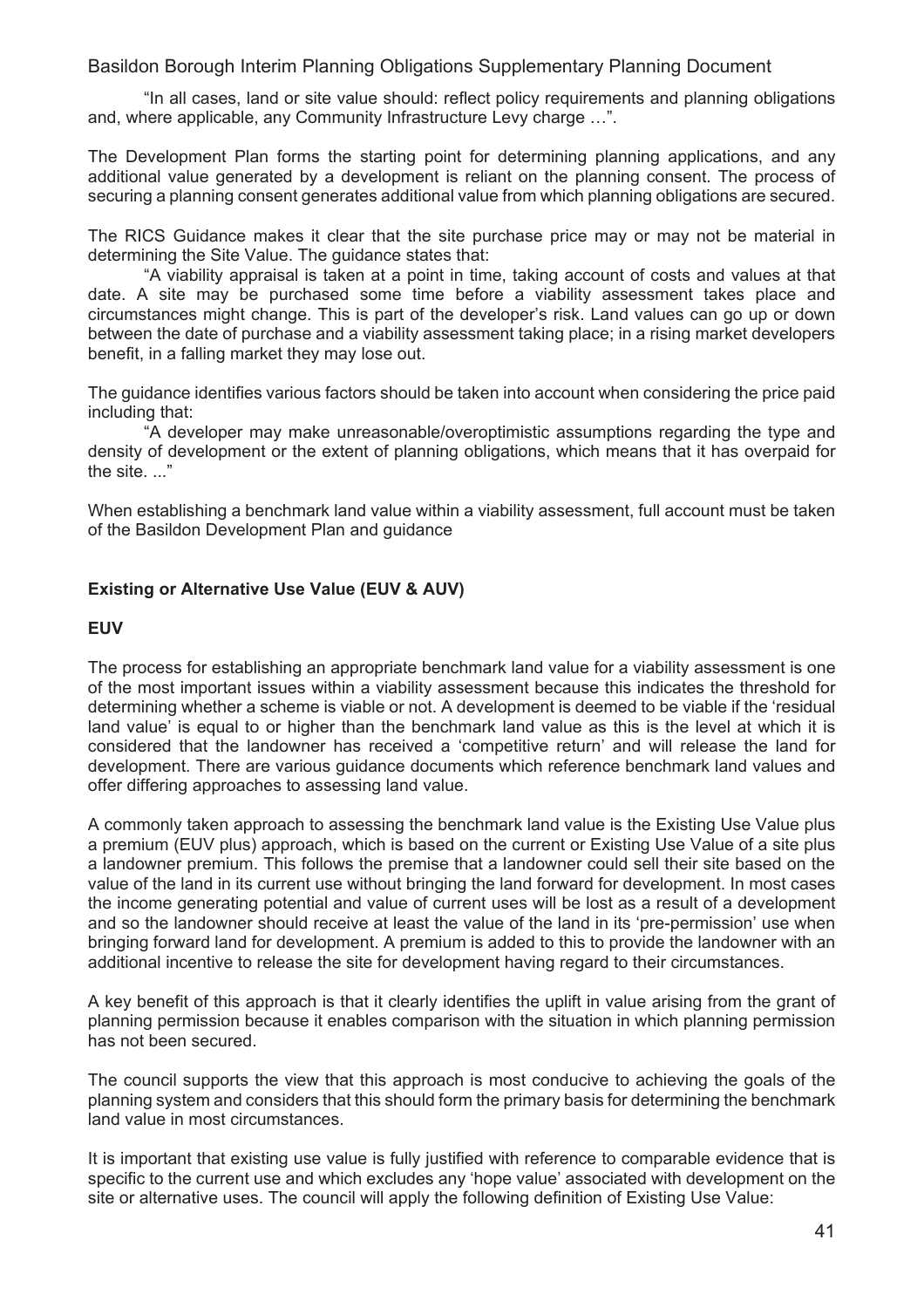"In all cases, land or site value should: reflect policy requirements and planning obligations and, where applicable, any Community Infrastructure Levy charge …".

The Development Plan forms the starting point for determining planning applications, and any additional value generated by a development is reliant on the planning consent. The process of securing a planning consent generates additional value from which planning obligations are secured.

The RICS Guidance makes it clear that the site purchase price may or may not be material in determining the Site Value. The guidance states that:

"A viability appraisal is taken at a point in time, taking account of costs and values at that date. A site may be purchased some time before a viability assessment takes place and circumstances might change. This is part of the developer's risk. Land values can go up or down between the date of purchase and a viability assessment taking place; in a rising market developers benefit, in a falling market they may lose out.

The guidance identifies various factors should be taken into account when considering the price paid including that:

"A developer may make unreasonable/overoptimistic assumptions regarding the type and density of development or the extent of planning obligations, which means that it has overpaid for the site. ..."

When establishing a benchmark land value within a viability assessment, full account must be taken of the Basildon Development Plan and guidance

**Existing or Alternative Use Value (EUV & AUV)**

**EUV**

The process for establishing an appropriate benchmark land value for a viability assessment is one of the most important issues within a viability assessment because this indicates the threshold for determining whether a scheme is viable or not. A development is deemed to be viable if the 'residual land value' is equal to or higher than the benchmark land value as this is the level at which it is considered that the landowner has received a 'competitive return' and will release the land for development. There are various guidance documents which reference benchmark land values and offer differing approaches to assessing land value.

A commonly taken approach to assessing the benchmark land value is the Existing Use Value plus a premium (EUV plus) approach, which is based on the current or Existing Use Value of a site plus a landowner premium. This follows the premise that a landowner could sell their site based on the value of the land in its current use without bringing the land forward for development. In most cases the income generating potential and value of current uses will be lost as a result of a development and so the landowner should receive at least the value of the land in its 'pre-permission' use when bringing forward land for development. A premium is added to this to provide the landowner with an additional incentive to release the site for development having regard to their circumstances.

A key benefit of this approach is that it clearly identifies the uplift in value arising from the grant of planning permission because it enables comparison with the situation in which planning permission has not been secured.

The council supports the view that this approach is most conducive to achieving the goals of the planning system and considers that this should form the primary basis for determining the benchmark land value in most circumstances.

It is important that existing use value is fully justified with reference to comparable evidence that is specific to the current use and which excludes any 'hope value' associated with development on the site or alternative uses. The council will apply the following definition of Existing Use Value: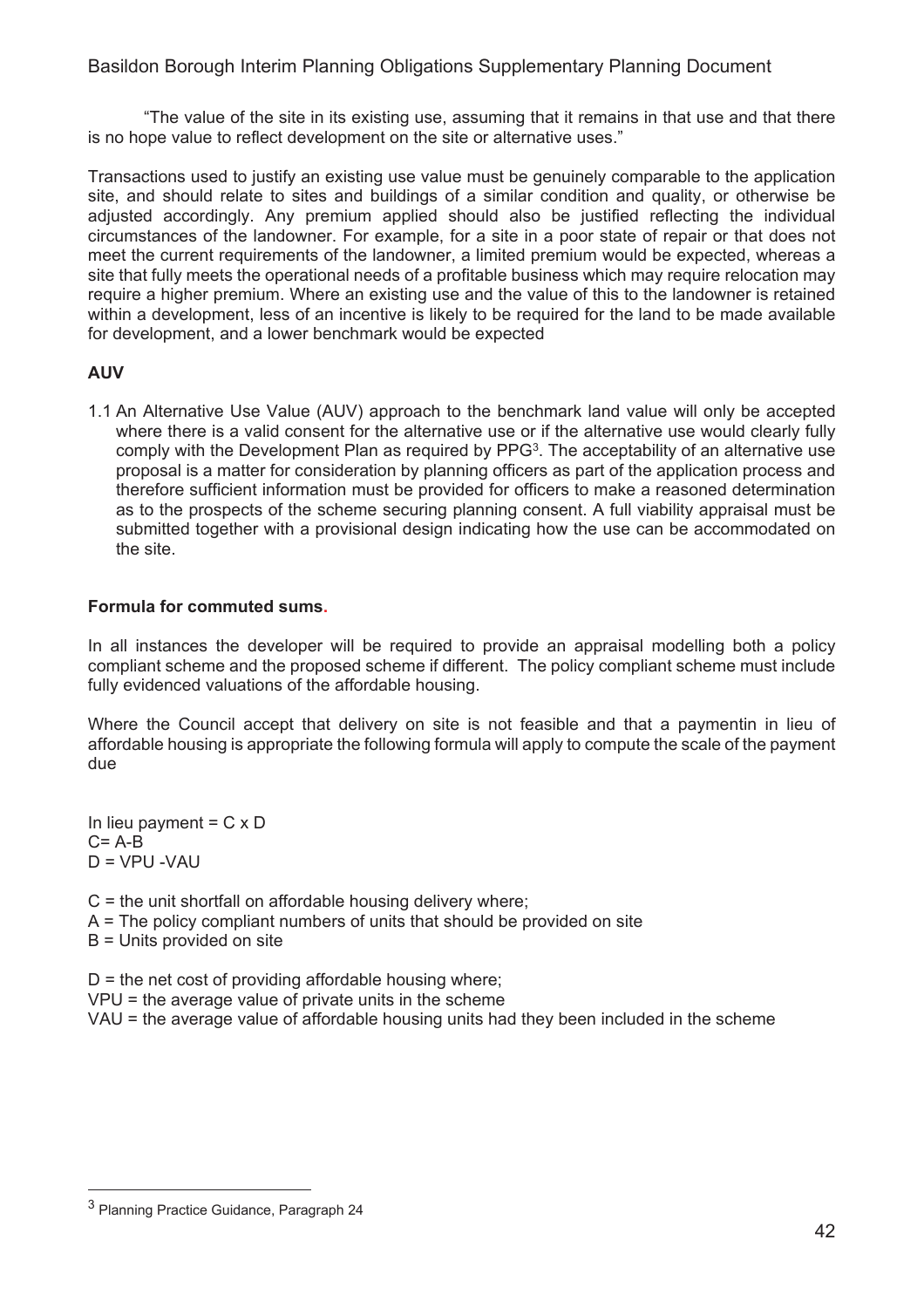"The value of the site in its existing use, assuming that it remains in that use and that there is no hope value to reflect development on the site or alternative uses."

Transactions used to justify an existing use value must be genuinely comparable to the application site, and should relate to sites and buildings of a similar condition and quality, or otherwise be adjusted accordingly. Any premium applied should also be justified reflecting the individual circumstances of the landowner. For example, for a site in a poor state of repair or that does not meet the current requirements of the landowner, a limited premium would be expected, whereas a site that fully meets the operational needs of a profitable business which may require relocation may require a higher premium. Where an existing use and the value of this to the landowner is retained within a development, less of an incentive is likely to be required for the land to be made available for development, and a lower benchmark would be expected

**AUV**

1.1 An Alternative Use Value (AUV) approach to the benchmark land value will only be accepted where there is a valid consent for the alternative use or if the alternative use would clearly fully comply with the Development Plan as required by PPG[3]. The acceptability of an alternative use proposal is a matter for consideration by planning officers as part of the application process and therefore sufficient information must be provided for officers to make a reasoned determination as to the prospects of the scheme securing planning consent. A full viability appraisal must be submitted together with a provisional design indicating how the use can be accommodated on the site.

**Formula for commuted sums.**

In all instances the developer will be required to provide an appraisal modelling both a policy compliant scheme and the proposed scheme if different. The policy compliant scheme must include fully evidenced valuations of the affordable housing.

Where the Council accept that delivery on site is not feasible and that a paymentin in lieu of affordable housing is appropriate the following formula will apply to compute the scale of the payment due

In lieu payment = C x D
C= A-B
D = VPU -VAU

C = the unit shortfall on affordable housing delivery where;
A = The policy compliant numbers of units that should be provided on site
B = Units provided on site

D = the net cost of providing affordable housing where;
VPU = the average value of private units in the scheme
VAU = the average value of affordable housing units had they been included in the scheme

[3] Planning Practice Guidance, Paragraph 24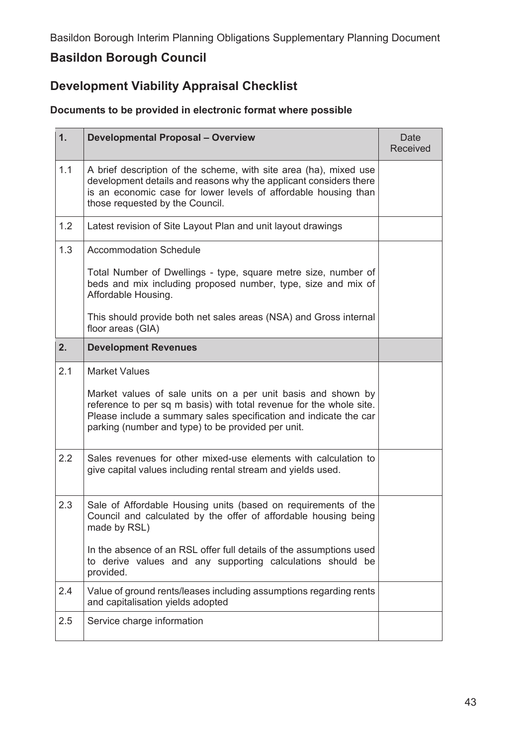## Basildon Borough Council

## Development Viability Appraisal Checklist

**Documents to be provided in electronic format where possible**

| **1.** | **Developmental Proposal – Overview** | Date Received |
|---|---|---|
| 1.1 | A brief description of the scheme, with site area (ha), mixed use development details and reasons why the applicant considers there is an economic case for lower levels of affordable housing than those requested by the Council. | |
| 1.2 | Latest revision of Site Layout Plan and unit layout drawings | |
| 1.3 | Accommodation Schedule<br><br>Total Number of Dwellings - type, square metre size, number of beds and mix including proposed number, type, size and mix of Affordable Housing.<br><br>This should provide both net sales areas (NSA) and Gross internal floor areas (GIA) | |
| **2.** | **Development Revenues** | |
| 2.1 | Market Values<br><br>Market values of sale units on a per unit basis and shown by reference to per sq m basis) with total revenue for the whole site. Please include a summary sales specification and indicate the car parking (number and type) to be provided per unit. | |
| 2.2 | Sales revenues for other mixed-use elements with calculation to give capital values including rental stream and yields used. | |
| 2.3 | Sale of Affordable Housing units (based on requirements of the Council and calculated by the offer of affordable housing being made by RSL)<br><br>In the absence of an RSL offer full details of the assumptions used to derive values and any supporting calculations should be provided. | |
| 2.4 | Value of ground rents/leases including assumptions regarding rents and capitalisation yields adopted | |
| 2.5 | Service charge information | |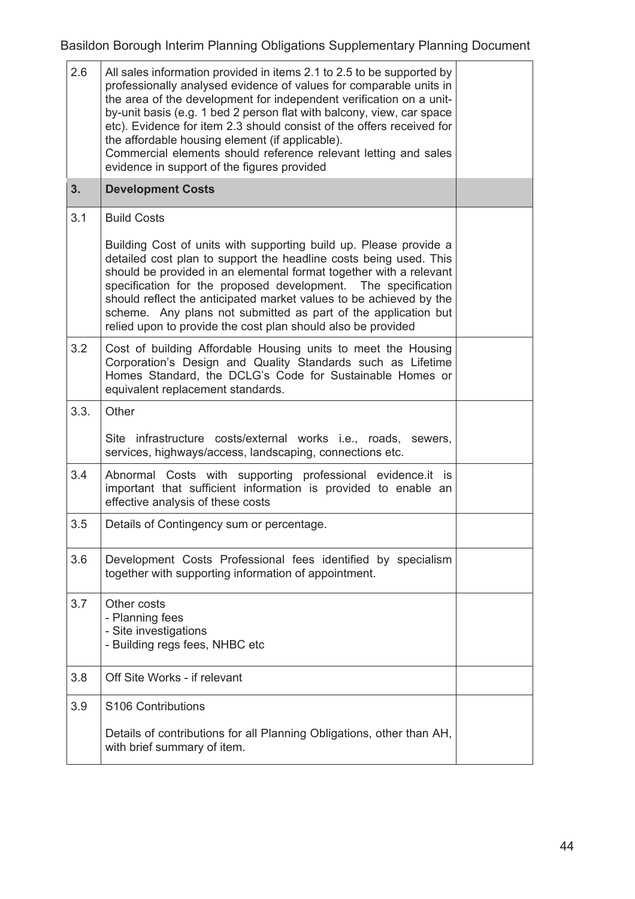| | | |
|---|---|---|
| 2.6 | All sales information provided in items 2.1 to 2.5 to be supported by professionally analysed evidence of values for comparable units in the area of the development for independent verification on a unit-by-unit basis (e.g. 1 bed 2 person flat with balcony, view, car space etc). Evidence for item 2.3 should consist of the offers received for the affordable housing element (if applicable).<br>Commercial elements should reference relevant letting and sales evidence in support of the figures provided | |
| **3.** | **Development Costs** | |
| 3.1 | Build Costs<br><br>Building Cost of units with supporting build up. Please provide a detailed cost plan to support the headline costs being used. This should be provided in an elemental format together with a relevant specification for the proposed development. The specification should reflect the anticipated market values to be achieved by the scheme. Any plans not submitted as part of the application but relied upon to provide the cost plan should also be provided | |
| 3.2 | Cost of building Affordable Housing units to meet the Housing Corporation's Design and Quality Standards such as Lifetime Homes Standard, the DCLG's Code for Sustainable Homes or equivalent replacement standards. | |
| 3.3. | Other<br><br>Site infrastructure costs/external works i.e., roads, sewers, services, highways/access, landscaping, connections etc. | |
| 3.4 | Abnormal Costs with supporting professional evidence.it is important that sufficient information is provided to enable an effective analysis of these costs | |
| 3.5 | Details of Contingency sum or percentage. | |
| 3.6 | Development Costs Professional fees identified by specialism together with supporting information of appointment. | |
| 3.7 | Other costs<br>- Planning fees<br>- Site investigations<br>- Building regs fees, NHBC etc | |
| 3.8 | Off Site Works - if relevant | |
| 3.9 | S106 Contributions<br><br>Details of contributions for all Planning Obligations, other than AH, with brief summary of item. | |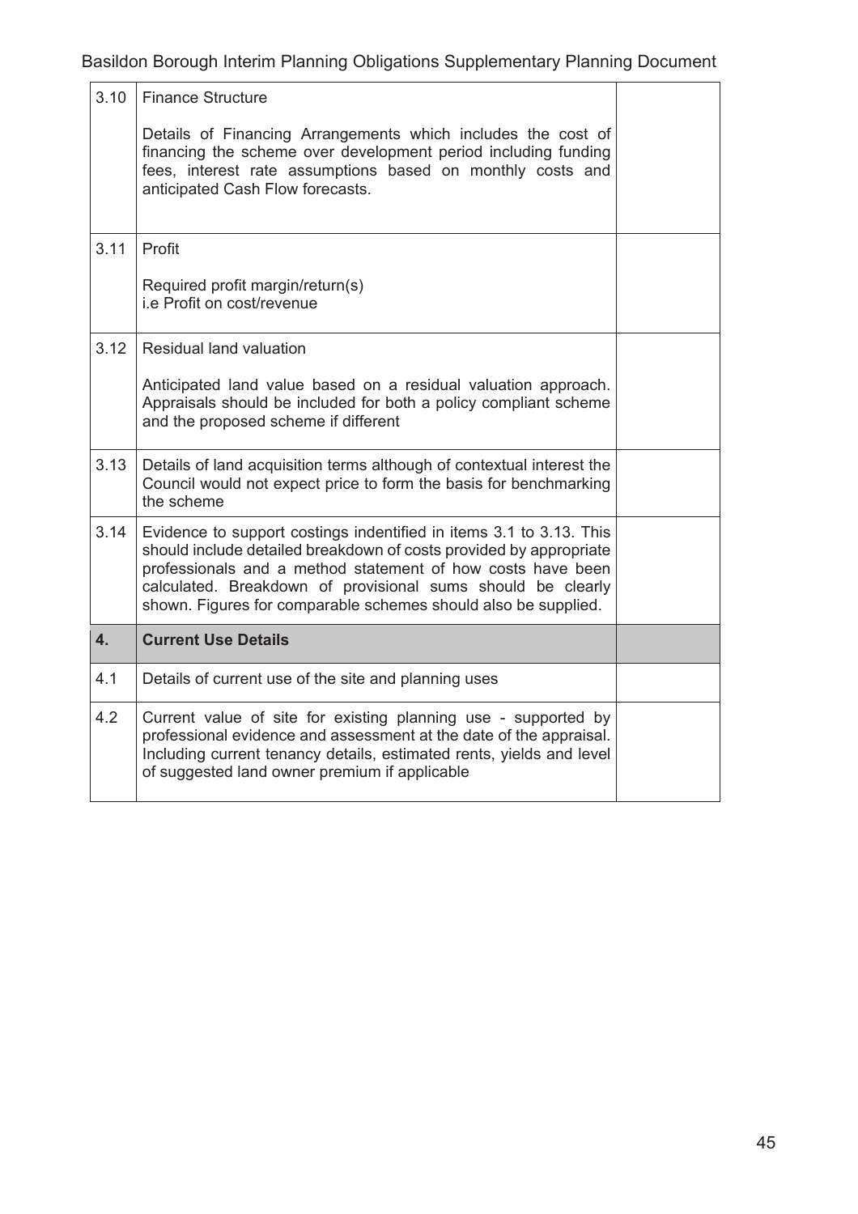| | | |
|---|---|---|
| 3.10 | Finance Structure<br><br>Details of Financing Arrangements which includes the cost of financing the scheme over development period including funding fees, interest rate assumptions based on monthly costs and anticipated Cash Flow forecasts. | |
| 3.11 | Profit<br><br>Required profit margin/return(s)<br>i.e Profit on cost/revenue | |
| 3.12 | Residual land valuation<br><br>Anticipated land value based on a residual valuation approach. Appraisals should be included for both a policy compliant scheme and the proposed scheme if different | |
| 3.13 | Details of land acquisition terms although of contextual interest the Council would not expect price to form the basis for benchmarking the scheme | |
| 3.14 | Evidence to support costings indentified in items 3.1 to 3.13. This should include detailed breakdown of costs provided by appropriate professionals and a method statement of how costs have been calculated. Breakdown of provisional sums should be clearly shown. Figures for comparable schemes should also be supplied. | |
| **4.** | **Current Use Details** | |
| 4.1 | Details of current use of the site and planning uses | |
| 4.2 | Current value of site for existing planning use - supported by professional evidence and assessment at the date of the appraisal. Including current tenancy details, estimated rents, yields and level of suggested land owner premium if applicable | |